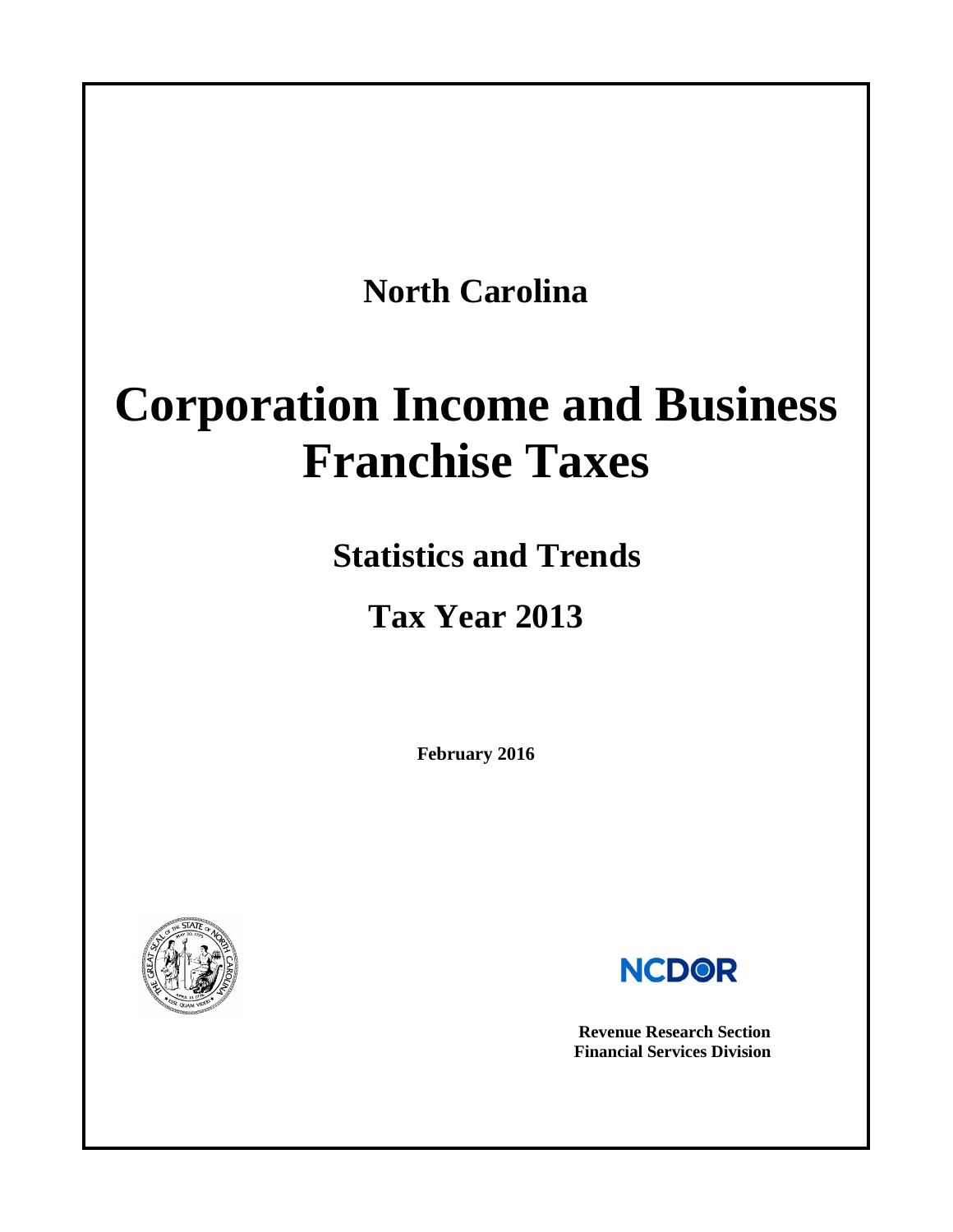## North Carolina

# Corporation Income and Business Franchise Taxes

## Statistics and Trends

## Tax Year 2013

**February 2016**

**NCDOR**

**Revenue Research Section**
**Financial Services Division**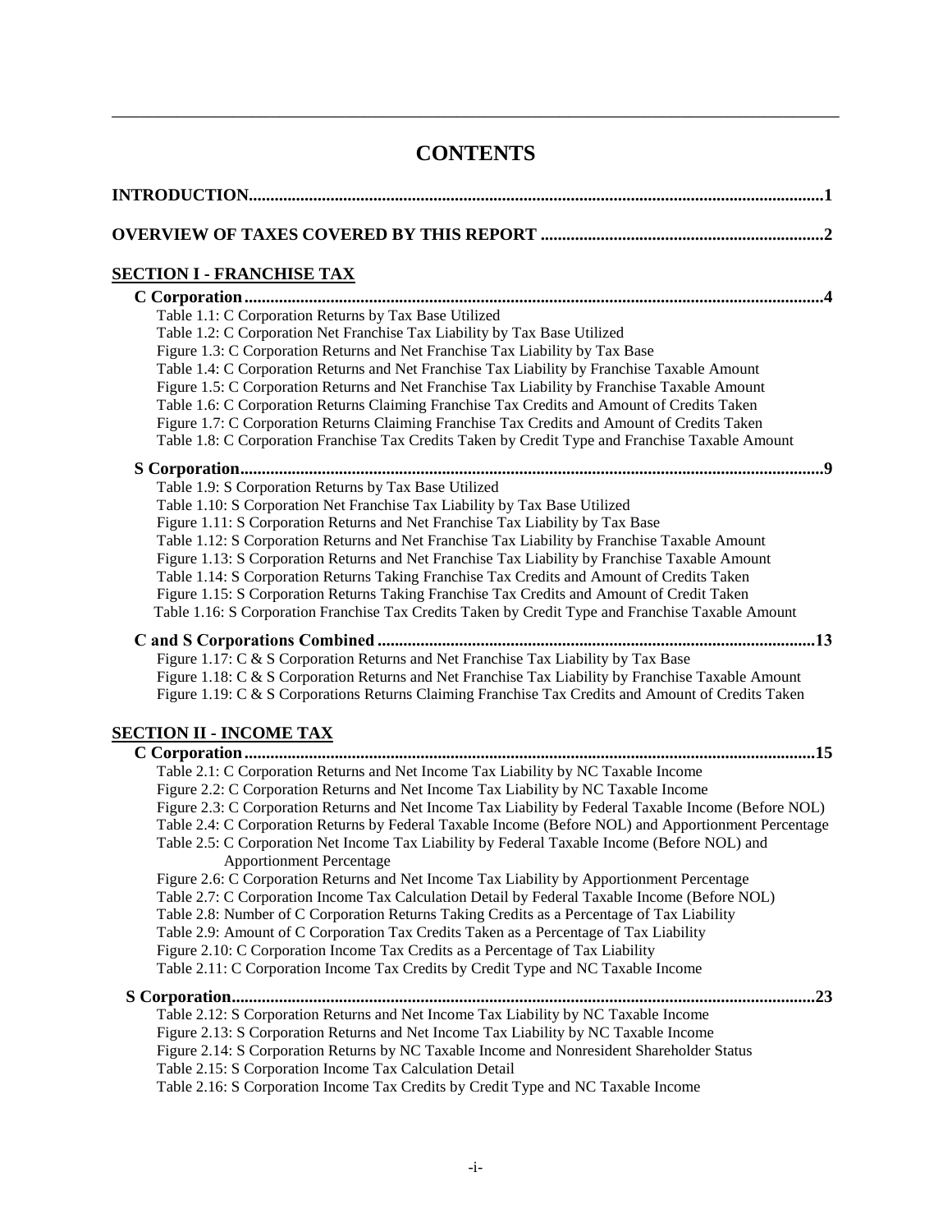# CONTENTS

**INTRODUCTION....................................................................................................................1**

**OVERVIEW OF TAXES COVERED BY THIS REPORT .................................................................2**

## SECTION I - FRANCHISE TAX

**C Corporation.....................................................................................................................4**

Table 1.1: C Corporation Returns by Tax Base Utilized
Table 1.2: C Corporation Net Franchise Tax Liability by Tax Base Utilized
Figure 1.3: C Corporation Returns and Net Franchise Tax Liability by Tax Base
Table 1.4: C Corporation Returns and Net Franchise Tax Liability by Franchise Taxable Amount
Figure 1.5: C Corporation Returns and Net Franchise Tax Liability by Franchise Taxable Amount
Table 1.6: C Corporation Returns Claiming Franchise Tax Credits and Amount of Credits Taken
Figure 1.7: C Corporation Returns Claiming Franchise Tax Credits and Amount of Credits Taken
Table 1.8: C Corporation Franchise Tax Credits Taken by Credit Type and Franchise Taxable Amount

**S Corporation.....................................................................................................................9**

Table 1.9: S Corporation Returns by Tax Base Utilized
Table 1.10: S Corporation Net Franchise Tax Liability by Tax Base Utilized
Figure 1.11: S Corporation Returns and Net Franchise Tax Liability by Tax Base
Table 1.12: S Corporation Returns and Net Franchise Tax Liability by Franchise Taxable Amount
Figure 1.13: S Corporation Returns and Net Franchise Tax Liability by Franchise Taxable Amount
Table 1.14: S Corporation Returns Taking Franchise Tax Credits and Amount of Credits Taken
Figure 1.15: S Corporation Returns Taking Franchise Tax Credits and Amount of Credit Taken
Table 1.16: S Corporation Franchise Tax Credits Taken by Credit Type and Franchise Taxable Amount

**C and S Corporations Combined .....................................................................................13**

Figure 1.17: C & S Corporation Returns and Net Franchise Tax Liability by Tax Base
Figure 1.18: C & S Corporation Returns and Net Franchise Tax Liability by Franchise Taxable Amount
Figure 1.19: C & S Corporations Returns Claiming Franchise Tax Credits and Amount of Credits Taken

## SECTION II - INCOME TAX

**C Corporation...................................................................................................................15**

Table 2.1: C Corporation Returns and Net Income Tax Liability by NC Taxable Income
Figure 2.2: C Corporation Returns and Net Income Tax Liability by NC Taxable Income
Figure 2.3: C Corporation Returns and Net Income Tax Liability by Federal Taxable Income (Before NOL)
Table 2.4: C Corporation Returns by Federal Taxable Income (Before NOL) and Apportionment Percentage
Table 2.5: C Corporation Net Income Tax Liability by Federal Taxable Income (Before NOL) and Apportionment Percentage
Figure 2.6: C Corporation Returns and Net Income Tax Liability by Apportionment Percentage
Table 2.7: C Corporation Income Tax Calculation Detail by Federal Taxable Income (Before NOL)
Table 2.8: Number of C Corporation Returns Taking Credits as a Percentage of Tax Liability
Table 2.9: Amount of C Corporation Tax Credits Taken as a Percentage of Tax Liability
Figure 2.10: C Corporation Income Tax Credits as a Percentage of Tax Liability
Table 2.11: C Corporation Income Tax Credits by Credit Type and NC Taxable Income

**S Corporation...................................................................................................................23**

Table 2.12: S Corporation Returns and Net Income Tax Liability by NC Taxable Income
Figure 2.13: S Corporation Returns and Net Income Tax Liability by NC Taxable Income
Figure 2.14: S Corporation Returns by NC Taxable Income and Nonresident Shareholder Status
Table 2.15: S Corporation Income Tax Calculation Detail
Table 2.16: S Corporation Income Tax Credits by Credit Type and NC Taxable Income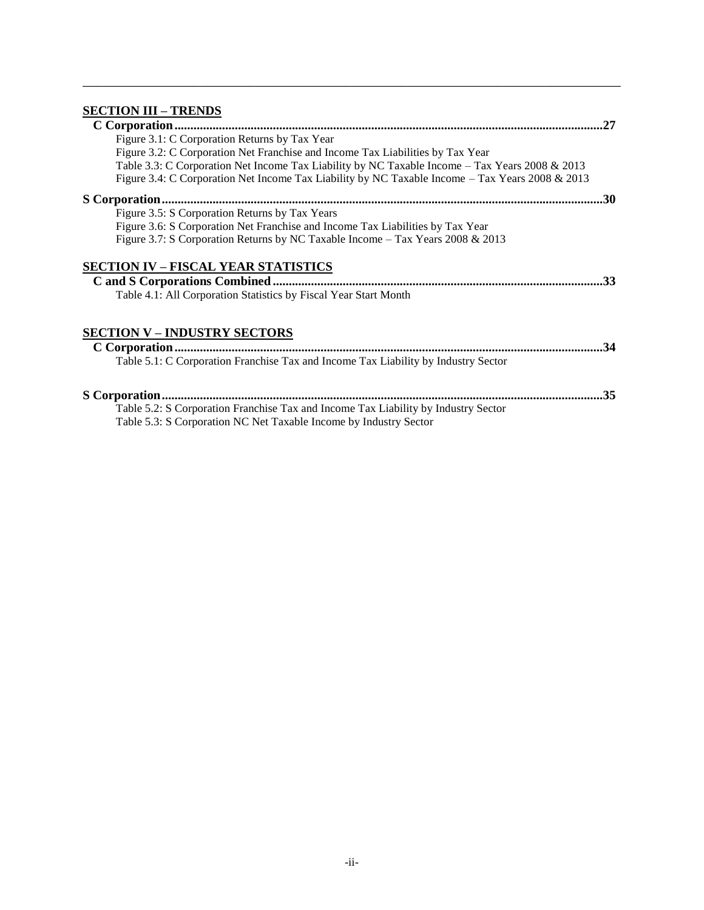## SECTION III – TRENDS

**C Corporation....27**

Figure 3.1: C Corporation Returns by Tax Year
Figure 3.2: C Corporation Net Franchise and Income Tax Liabilities by Tax Year
Table 3.3: C Corporation Net Income Tax Liability by NC Taxable Income – Tax Years 2008 & 2013
Figure 3.4: C Corporation Net Income Tax Liability by NC Taxable Income – Tax Years 2008 & 2013

**S Corporation....30**

Figure 3.5: S Corporation Returns by Tax Years
Figure 3.6: S Corporation Net Franchise and Income Tax Liabilities by Tax Year
Figure 3.7: S Corporation Returns by NC Taxable Income – Tax Years 2008 & 2013

## SECTION IV – FISCAL YEAR STATISTICS

**C and S Corporations Combined....33**

Table 4.1: All Corporation Statistics by Fiscal Year Start Month

## SECTION V – INDUSTRY SECTORS

**C Corporation....34**

Table 5.1: C Corporation Franchise Tax and Income Tax Liability by Industry Sector

**S Corporation....35**

Table 5.2: S Corporation Franchise Tax and Income Tax Liability by Industry Sector
Table 5.3: S Corporation NC Net Taxable Income by Industry Sector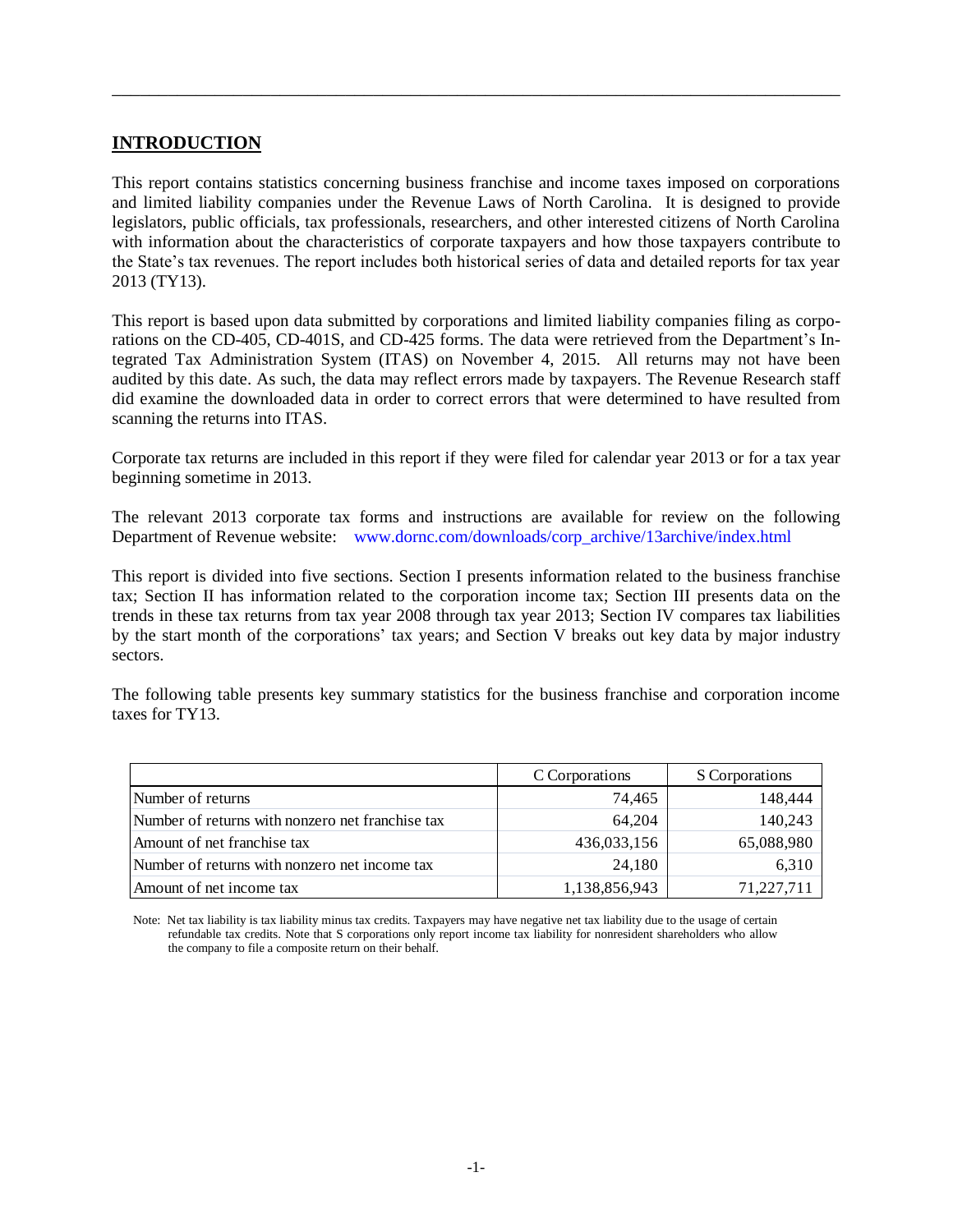## INTRODUCTION

This report contains statistics concerning business franchise and income taxes imposed on corporations and limited liability companies under the Revenue Laws of North Carolina. It is designed to provide legislators, public officials, tax professionals, researchers, and other interested citizens of North Carolina with information about the characteristics of corporate taxpayers and how those taxpayers contribute to the State's tax revenues. The report includes both historical series of data and detailed reports for tax year 2013 (TY13).

This report is based upon data submitted by corporations and limited liability companies filing as corporations on the CD-405, CD-401S, and CD-425 forms. The data were retrieved from the Department's Integrated Tax Administration System (ITAS) on November 4, 2015. All returns may not have been audited by this date. As such, the data may reflect errors made by taxpayers. The Revenue Research staff did examine the downloaded data in order to correct errors that were determined to have resulted from scanning the returns into ITAS.

Corporate tax returns are included in this report if they were filed for calendar year 2013 or for a tax year beginning sometime in 2013.

The relevant 2013 corporate tax forms and instructions are available for review on the following Department of Revenue website: www.dornc.com/downloads/corp_archive/13archive/index.html

This report is divided into five sections. Section I presents information related to the business franchise tax; Section II has information related to the corporation income tax; Section III presents data on the trends in these tax returns from tax year 2008 through tax year 2013; Section IV compares tax liabilities by the start month of the corporations' tax years; and Section V breaks out key data by major industry sectors.

The following table presents key summary statistics for the business franchise and corporation income taxes for TY13.

| | C Corporations | S Corporations |
|---|---|---|
| Number of returns | 74,465 | 148,444 |
| Number of returns with nonzero net franchise tax | 64,204 | 140,243 |
| Amount of net franchise tax | 436,033,156 | 65,088,980 |
| Number of returns with nonzero net income tax | 24,180 | 6,310 |
| Amount of net income tax | 1,138,856,943 | 71,227,711 |

Note: Net tax liability is tax liability minus tax credits. Taxpayers may have negative net tax liability due to the usage of certain refundable tax credits. Note that S corporations only report income tax liability for nonresident shareholders who allow the company to file a composite return on their behalf.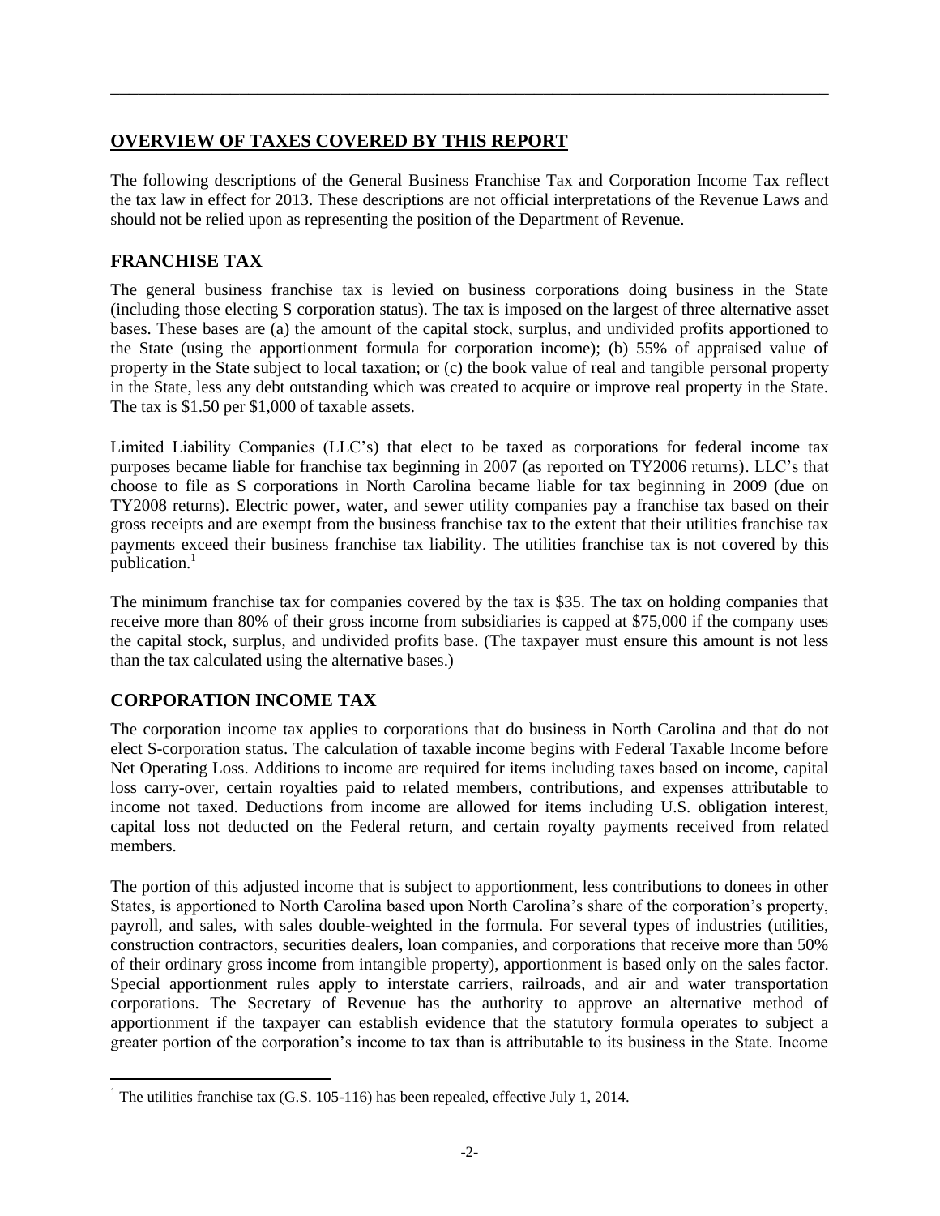## OVERVIEW OF TAXES COVERED BY THIS REPORT

The following descriptions of the General Business Franchise Tax and Corporation Income Tax reflect the tax law in effect for 2013. These descriptions are not official interpretations of the Revenue Laws and should not be relied upon as representing the position of the Department of Revenue.

## FRANCHISE TAX

The general business franchise tax is levied on business corporations doing business in the State (including those electing S corporation status). The tax is imposed on the largest of three alternative asset bases. These bases are (a) the amount of the capital stock, surplus, and undivided profits apportioned to the State (using the apportionment formula for corporation income); (b) 55% of appraised value of property in the State subject to local taxation; or (c) the book value of real and tangible personal property in the State, less any debt outstanding which was created to acquire or improve real property in the State. The tax is $1.50 per $1,000 of taxable assets.

Limited Liability Companies (LLC's) that elect to be taxed as corporations for federal income tax purposes became liable for franchise tax beginning in 2007 (as reported on TY2006 returns). LLC's that choose to file as S corporations in North Carolina became liable for tax beginning in 2009 (due on TY2008 returns). Electric power, water, and sewer utility companies pay a franchise tax based on their gross receipts and are exempt from the business franchise tax to the extent that their utilities franchise tax payments exceed their business franchise tax liability. The utilities franchise tax is not covered by this publication.[1]

The minimum franchise tax for companies covered by the tax is $35. The tax on holding companies that receive more than 80% of their gross income from subsidiaries is capped at $75,000 if the company uses the capital stock, surplus, and undivided profits base. (The taxpayer must ensure this amount is not less than the tax calculated using the alternative bases.)

## CORPORATION INCOME TAX

The corporation income tax applies to corporations that do business in North Carolina and that do not elect S-corporation status. The calculation of taxable income begins with Federal Taxable Income before Net Operating Loss. Additions to income are required for items including taxes based on income, capital loss carry-over, certain royalties paid to related members, contributions, and expenses attributable to income not taxed. Deductions from income are allowed for items including U.S. obligation interest, capital loss not deducted on the Federal return, and certain royalty payments received from related members.

The portion of this adjusted income that is subject to apportionment, less contributions to donees in other States, is apportioned to North Carolina based upon North Carolina's share of the corporation's property, payroll, and sales, with sales double-weighted in the formula. For several types of industries (utilities, construction contractors, securities dealers, loan companies, and corporations that receive more than 50% of their ordinary gross income from intangible property), apportionment is based only on the sales factor. Special apportionment rules apply to interstate carriers, railroads, and air and water transportation corporations. The Secretary of Revenue has the authority to approve an alternative method of apportionment if the taxpayer can establish evidence that the statutory formula operates to subject a greater portion of the corporation's income to tax than is attributable to its business in the State. Income

[1] The utilities franchise tax (G.S. 105-116) has been repealed, effective July 1, 2014.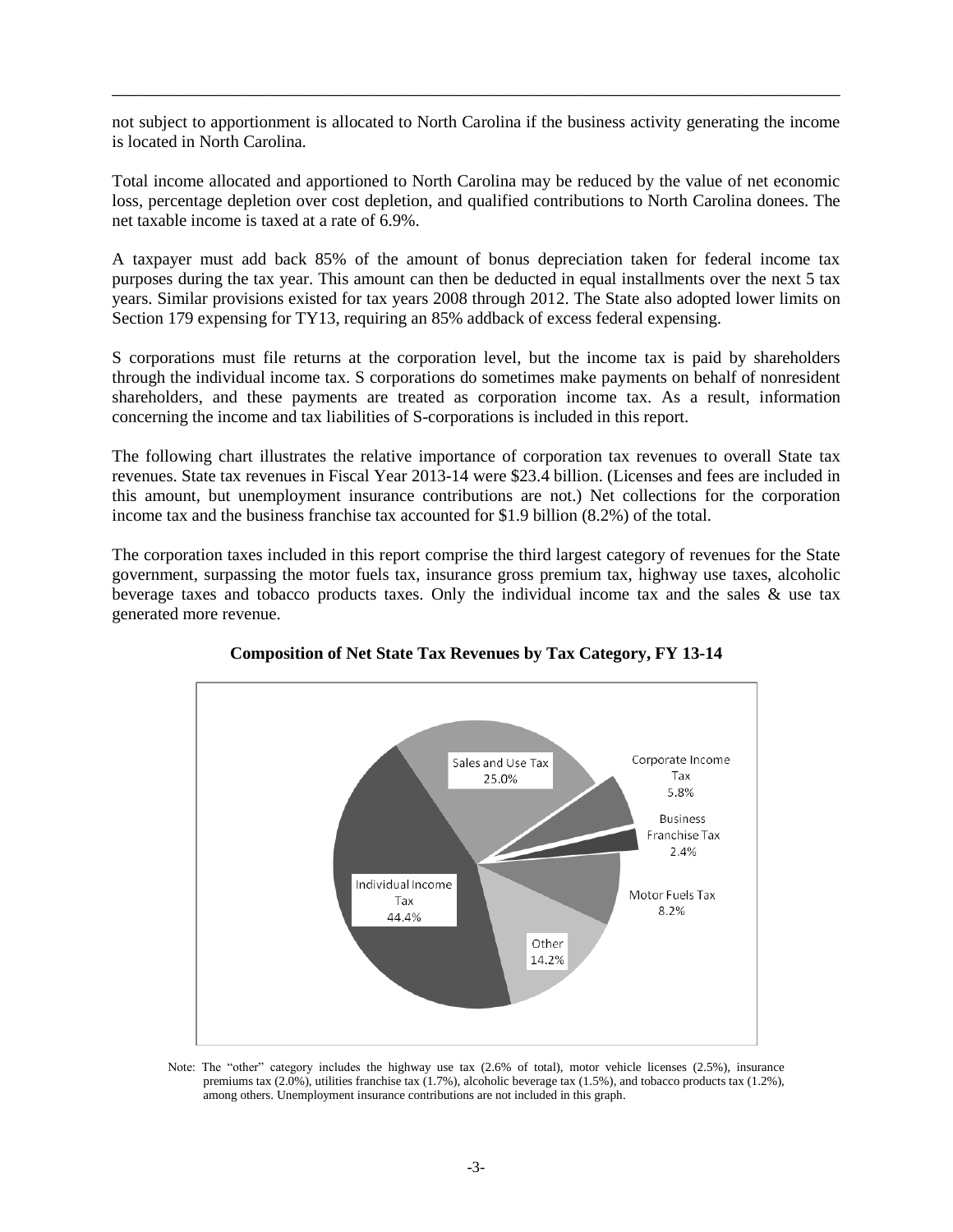not subject to apportionment is allocated to North Carolina if the business activity generating the income is located in North Carolina.

Total income allocated and apportioned to North Carolina may be reduced by the value of net economic loss, percentage depletion over cost depletion, and qualified contributions to North Carolina donees. The net taxable income is taxed at a rate of 6.9%.

A taxpayer must add back 85% of the amount of bonus depreciation taken for federal income tax purposes during the tax year. This amount can then be deducted in equal installments over the next 5 tax years. Similar provisions existed for tax years 2008 through 2012. The State also adopted lower limits on Section 179 expensing for TY13, requiring an 85% addback of excess federal expensing.

S corporations must file returns at the corporation level, but the income tax is paid by shareholders through the individual income tax. S corporations do sometimes make payments on behalf of nonresident shareholders, and these payments are treated as corporation income tax. As a result, information concerning the income and tax liabilities of S-corporations is included in this report.

The following chart illustrates the relative importance of corporation tax revenues to overall State tax revenues. State tax revenues in Fiscal Year 2013-14 were $23.4 billion. (Licenses and fees are included in this amount, but unemployment insurance contributions are not.) Net collections for the corporation income tax and the business franchise tax accounted for $1.9 billion (8.2%) of the total.

The corporation taxes included in this report comprise the third largest category of revenues for the State government, surpassing the motor fuels tax, insurance gross premium tax, highway use taxes, alcoholic beverage taxes and tobacco products taxes. Only the individual income tax and the sales & use tax generated more revenue.

**Composition of Net State Tax Revenues by Tax Category, FY 13-14**

| Tax Category | Share |
|---|---|
| Individual Income Tax | 44.4% |
| Sales and Use Tax | 25.0% |
| Corporate Income Tax | 5.8% |
| Business Franchise Tax | 2.4% |
| Motor Fuels Tax | 8.2% |
| Other | 14.2% |

Note: The "other" category includes the highway use tax (2.6% of total), motor vehicle licenses (2.5%), insurance premiums tax (2.0%), utilities franchise tax (1.7%), alcoholic beverage tax (1.5%), and tobacco products tax (1.2%), among others. Unemployment insurance contributions are not included in this graph.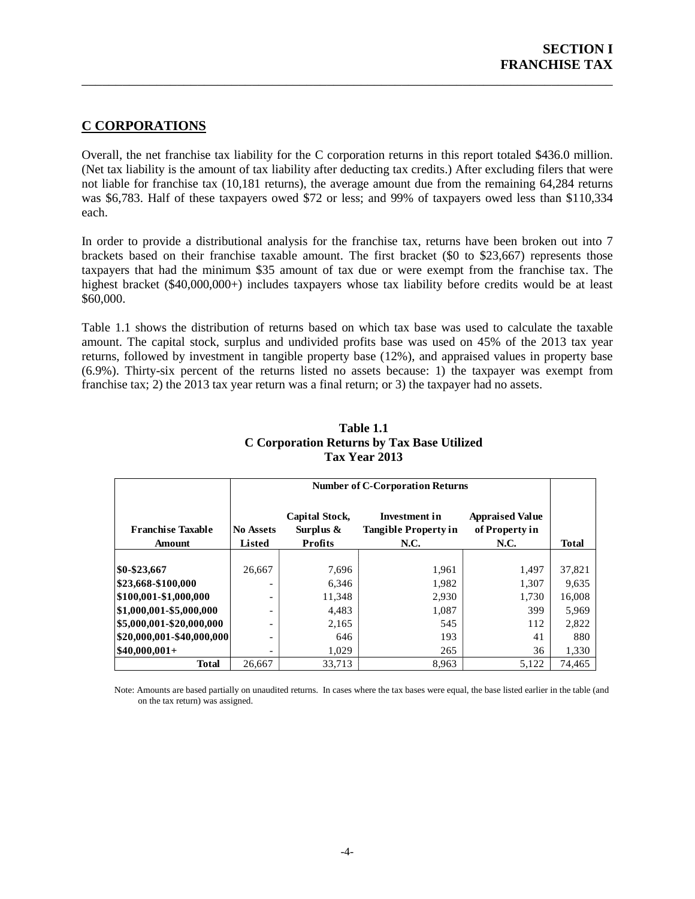## C CORPORATIONS

Overall, the net franchise tax liability for the C corporation returns in this report totaled $436.0 million. (Net tax liability is the amount of tax liability after deducting tax credits.) After excluding filers that were not liable for franchise tax (10,181 returns), the average amount due from the remaining 64,284 returns was $6,783. Half of these taxpayers owed $72 or less; and 99% of taxpayers owed less than $110,334 each.

In order to provide a distributional analysis for the franchise tax, returns have been broken out into 7 brackets based on their franchise taxable amount. The first bracket ($0 to $23,667) represents those taxpayers that had the minimum $35 amount of tax due or were exempt from the franchise tax. The highest bracket ($40,000,000+) includes taxpayers whose tax liability before credits would be at least $60,000.

Table 1.1 shows the distribution of returns based on which tax base was used to calculate the taxable amount. The capital stock, surplus and undivided profits base was used on 45% of the 2013 tax year returns, followed by investment in tangible property base (12%), and appraised values in property base (6.9%). Thirty-six percent of the returns listed no assets because: 1) the taxpayer was exempt from franchise tax; 2) the 2013 tax year return was a final return; or 3) the taxpayer had no assets.

**Table 1.1**
**C Corporation Returns by Tax Base Utilized**
**Tax Year 2013**

| | Number of C-Corporation Returns | | | | |
|---|---|---|---|---|---|
| **Franchise Taxable Amount** | **No Assets Listed** | **Capital Stock, Surplus & Profits** | **Investment in Tangible Property in N.C.** | **Appraised Value of Property in N.C.** | **Total** |
| **$0-$23,667** | 26,667 | 7,696 | 1,961 | 1,497 | 37,821 |
| **$23,668-$100,000** | - | 6,346 | 1,982 | 1,307 | 9,635 |
| **$100,001-$1,000,000** | - | 11,348 | 2,930 | 1,730 | 16,008 |
| **$1,000,001-$5,000,000** | - | 4,483 | 1,087 | 399 | 5,969 |
| **$5,000,001-$20,000,000** | - | 2,165 | 545 | 112 | 2,822 |
| **$20,000,001-$40,000,000** | - | 646 | 193 | 41 | 880 |
| **$40,000,001+** | - | 1,029 | 265 | 36 | 1,330 |
| **Total** | 26,667 | 33,713 | 8,963 | 5,122 | 74,465 |

Note: Amounts are based partially on unaudited returns. In cases where the tax bases were equal, the base listed earlier in the table (and on the tax return) was assigned.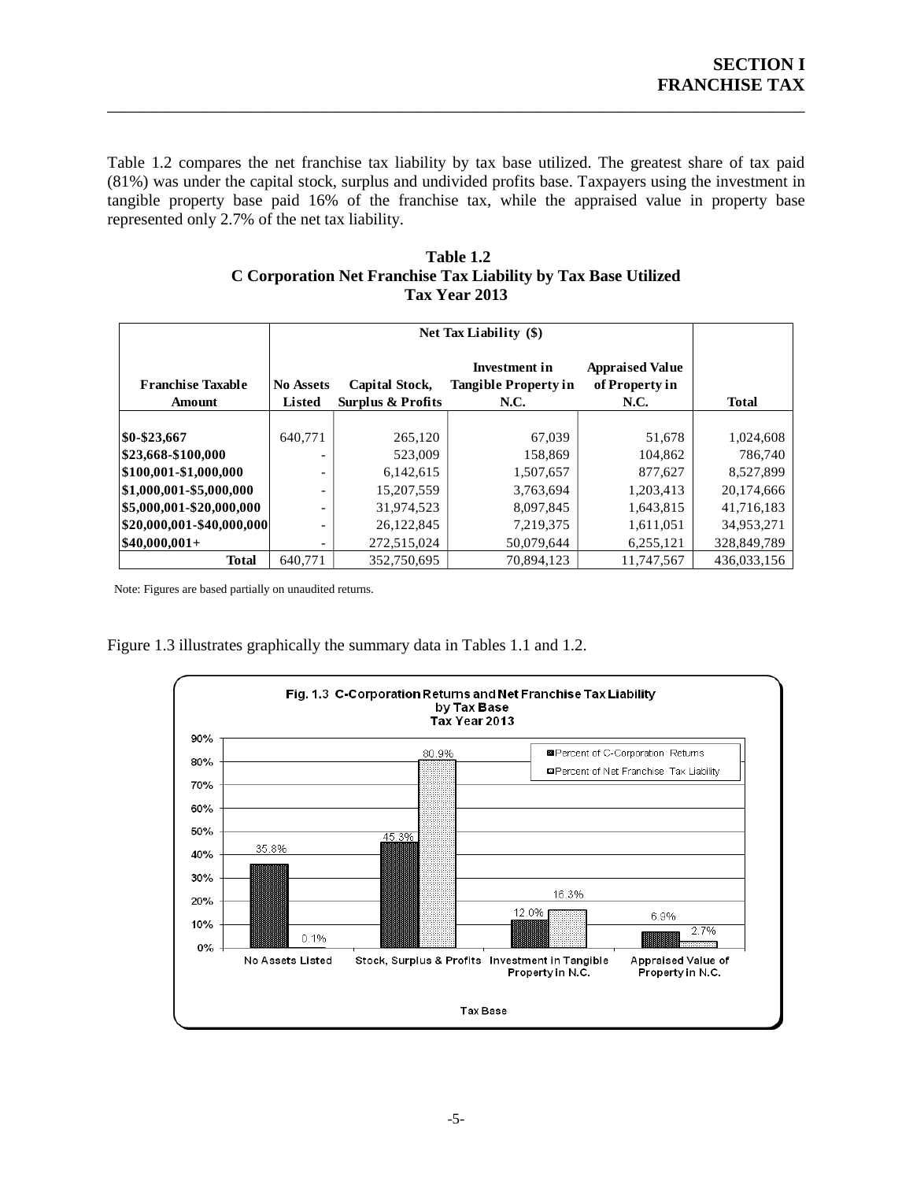Table 1.2 compares the net franchise tax liability by tax base utilized. The greatest share of tax paid (81%) was under the capital stock, surplus and undivided profits base. Taxpayers using the investment in tangible property base paid 16% of the franchise tax, while the appraised value in property base represented only 2.7% of the net tax liability.

**Table 1.2**
**C Corporation Net Franchise Tax Liability by Tax Base Utilized**
**Tax Year 2013**

| | Net Tax Liability ($) | | | | |
|---|---|---|---|---|---|
| Franchise Taxable Amount | No Assets Listed | Capital Stock, Surplus & Profits | Investment in Tangible Property in N.C. | Appraised Value of Property in N.C. | Total |
| $0-$23,667 | 640,771 | 265,120 | 67,039 | 51,678 | 1,024,608 |
| $23,668-$100,000 | - | 523,009 | 158,869 | 104,862 | 786,740 |
| $100,001-$1,000,000 | - | 6,142,615 | 1,507,657 | 877,627 | 8,527,899 |
| $1,000,001-$5,000,000 | - | 15,207,559 | 3,763,694 | 1,203,413 | 20,174,666 |
| $5,000,001-$20,000,000 | - | 31,974,523 | 8,097,845 | 1,643,815 | 41,716,183 |
| $20,000,001-$40,000,000 | - | 26,122,845 | 7,219,375 | 1,611,051 | 34,953,271 |
| $40,000,001+ | - | 272,515,024 | 50,079,644 | 6,255,121 | 328,849,789 |
| **Total** | 640,771 | 352,750,695 | 70,894,123 | 11,747,567 | 436,033,156 |

Note: Figures are based partially on unaudited returns.

Figure 1.3 illustrates graphically the summary data in Tables 1.1 and 1.2.

**Fig. 1.3 C-Corporation Returns and Net Franchise Tax Liability by Tax Base Tax Year 2013**

| Tax Base | Percent of C-Corporation Returns | Percent of Net Franchise Tax Liability |
|---|---|---|
| No Assets Listed | 35.8% | 0.1% |
| Stock, Surplus & Profits | 45.3% | 80.9% |
| Investment in Tangible Property in N.C. | 12.0% | 16.3% |
| Appraised Value of Property in N.C. | 6.9% | 2.7% |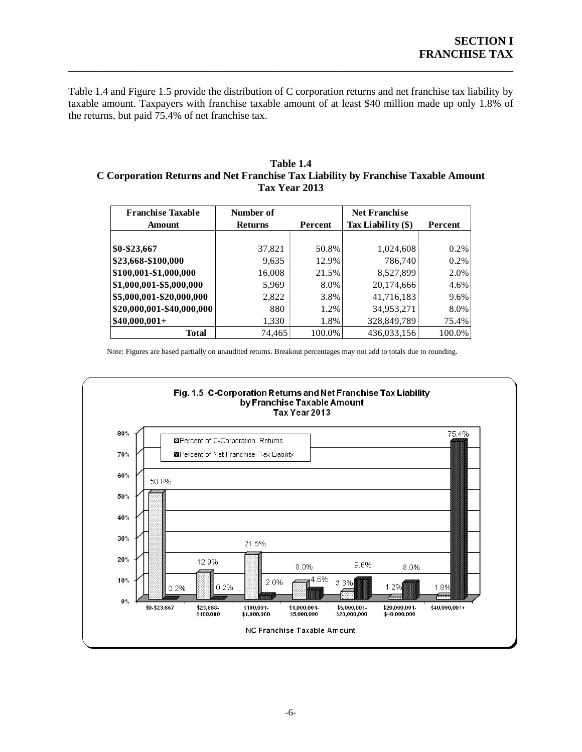Table 1.4 and Figure 1.5 provide the distribution of C corporation returns and net franchise tax liability by taxable amount. Taxpayers with franchise taxable amount of at least $40 million made up only 1.8% of the returns, but paid 75.4% of net franchise tax.

**Table 1.4**
**C Corporation Returns and Net Franchise Tax Liability by Franchise Taxable Amount**
**Tax Year 2013**

| Franchise Taxable Amount | Number of Returns | Percent | Net Franchise Tax Liability ($) | Percent |
|---|---|---|---|---|
| $0-$23,667 | 37,821 | 50.8% | 1,024,608 | 0.2% |
| $23,668-$100,000 | 9,635 | 12.9% | 786,740 | 0.2% |
| $100,001-$1,000,000 | 16,008 | 21.5% | 8,527,899 | 2.0% |
| $1,000,001-$5,000,000 | 5,969 | 8.0% | 20,174,666 | 4.6% |
| $5,000,001-$20,000,000 | 2,822 | 3.8% | 41,716,183 | 9.6% |
| $20,000,001-$40,000,000 | 880 | 1.2% | 34,953,271 | 8.0% |
| $40,000,001+ | 1,330 | 1.8% | 328,849,789 | 75.4% |
| **Total** | 74,465 | 100.0% | 436,033,156 | 100.0% |

Note: Figures are based partially on unaudited returns. Breakout percentages may not add to totals due to rounding.

**Fig. 1.5 C-Corporation Returns and Net Franchise Tax Liability by Franchise Taxable Amount Tax Year 2013**

| NC Franchise Taxable Amount | Percent of C-Corporation Returns | Percent of Net Franchise Tax Liability |
|---|---|---|
| $0-$23,667 | 50.8% | 0.2% |
| $23,668-$100,000 | 12.9% | 0.2% |
| $100,001-$1,000,000 | 21.5% | 2.0% |
| $1,000,001-$5,000,000 | 8.0% | 4.6% |
| $5,000,001-$20,000,000 | 3.8% | 9.6% |
| $20,000,001-$40,000,000 | 1.2% | 8.0% |
| $40,000,001+ | 1.8% | 75.4% |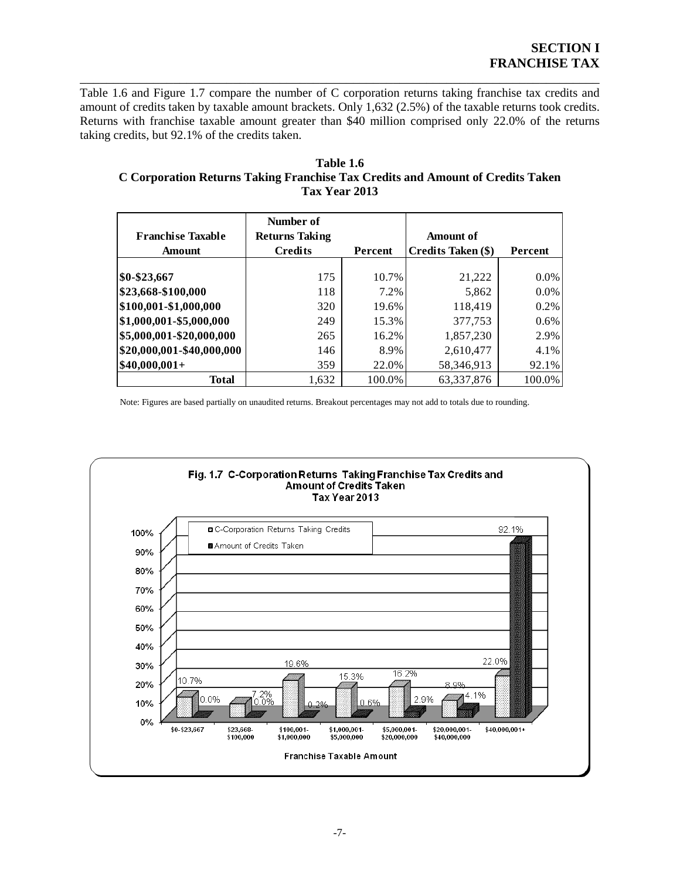Table 1.6 and Figure 1.7 compare the number of C corporation returns taking franchise tax credits and amount of credits taken by taxable amount brackets. Only 1,632 (2.5%) of the taxable returns took credits. Returns with franchise taxable amount greater than $40 million comprised only 22.0% of the returns taking credits, but 92.1% of the credits taken.

**Table 1.6**
**C Corporation Returns Taking Franchise Tax Credits and Amount of Credits Taken**
**Tax Year 2013**

| Franchise Taxable Amount | Number of Returns Taking Credits | Percent | Amount of Credits Taken ($) | Percent |
|---|---|---|---|---|
| $0-$23,667 | 175 | 10.7% | 21,222 | 0.0% |
| $23,668-$100,000 | 118 | 7.2% | 5,862 | 0.0% |
| $100,001-$1,000,000 | 320 | 19.6% | 118,419 | 0.2% |
| $1,000,001-$5,000,000 | 249 | 15.3% | 377,753 | 0.6% |
| $5,000,001-$20,000,000 | 265 | 16.2% | 1,857,230 | 2.9% |
| $20,000,001-$40,000,000 | 146 | 8.9% | 2,610,477 | 4.1% |
| $40,000,001+ | 359 | 22.0% | 58,346,913 | 92.1% |
| **Total** | 1,632 | 100.0% | 63,337,876 | 100.0% |

Note: Figures are based partially on unaudited returns. Breakout percentages may not add to totals due to rounding.

**Fig. 1.7 C-Corporation Returns Taking Franchise Tax Credits and Amount of Credits Taken Tax Year 2013**

| Franchise Taxable Amount | C-Corporation Returns Taking Credits | Amount of Credits Taken |
|---|---|---|
| $0-$23,667 | 10.7% | 0.0% |
| $23,668-$100,000 | 7.2% | 0.0% |
| $100,001-$1,000,000 | 19.6% | 0.2% |
| $1,000,001-$5,000,000 | 15.3% | 0.6% |
| $5,000,001-$20,000,000 | 16.2% | 2.9% |
| $20,000,001-$40,000,000 | 8.9% | 4.1% |
| $40,000,001+ | 22.0% | 92.1% |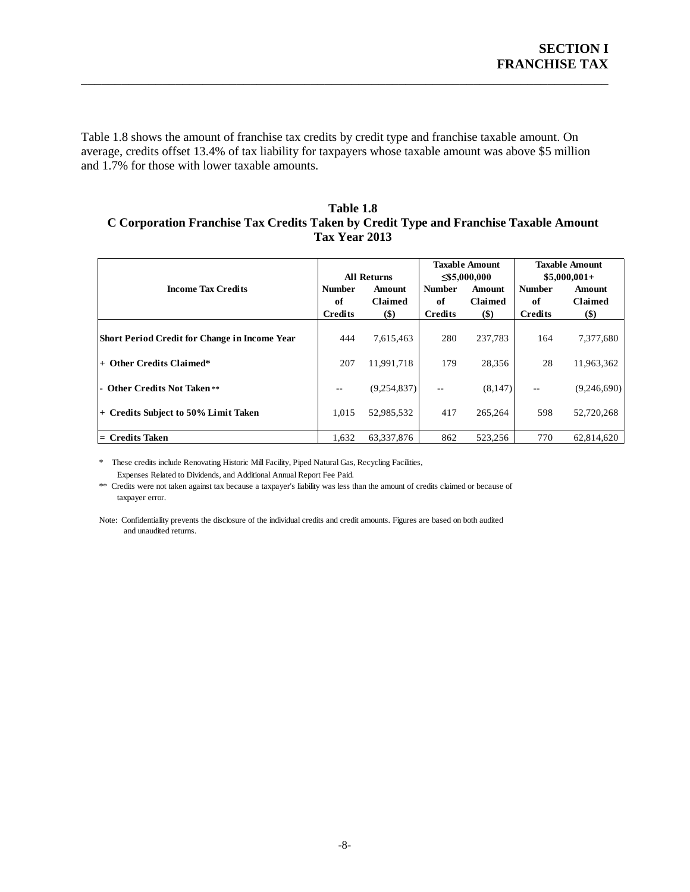Table 1.8 shows the amount of franchise tax credits by credit type and franchise taxable amount. On average, credits offset 13.4% of tax liability for taxpayers whose taxable amount was above $5 million and 1.7% for those with lower taxable amounts.

**Table 1.8**
**C Corporation Franchise Tax Credits Taken by Credit Type and Franchise Taxable Amount**
**Tax Year 2013**

| Income Tax Credits | All Returns | | Taxable Amount ≤$5,000,000 | | Taxable Amount $5,000,001+ | |
|---|---|---|---|---|---|---|
| | Number of Credits | Amount Claimed ($) | Number of Credits | Amount Claimed ($) | Number of Credits | Amount Claimed ($) |
| **Short Period Credit for Change in Income Year** | 444 | 7,615,463 | 280 | 237,783 | 164 | 7,377,680 |
| **+ Other Credits Claimed*** | 207 | 11,991,718 | 179 | 28,356 | 28 | 11,963,362 |
| **- Other Credits Not Taken **** | -- | (9,254,837) | -- | (8,147) | -- | (9,246,690) |
| **+ Credits Subject to 50% Limit Taken** | 1,015 | 52,985,532 | 417 | 265,264 | 598 | 52,720,268 |
| **= Credits Taken** | 1,632 | 63,337,876 | 862 | 523,256 | 770 | 62,814,620 |

\* These credits include Renovating Historic Mill Facility, Piped Natural Gas, Recycling Facilities, Expenses Related to Dividends, and Additional Annual Report Fee Paid.

\*\* Credits were not taken against tax because a taxpayer's liability was less than the amount of credits claimed or because of taxpayer error.

Note: Confidentiality prevents the disclosure of the individual credits and credit amounts. Figures are based on both audited and unaudited returns.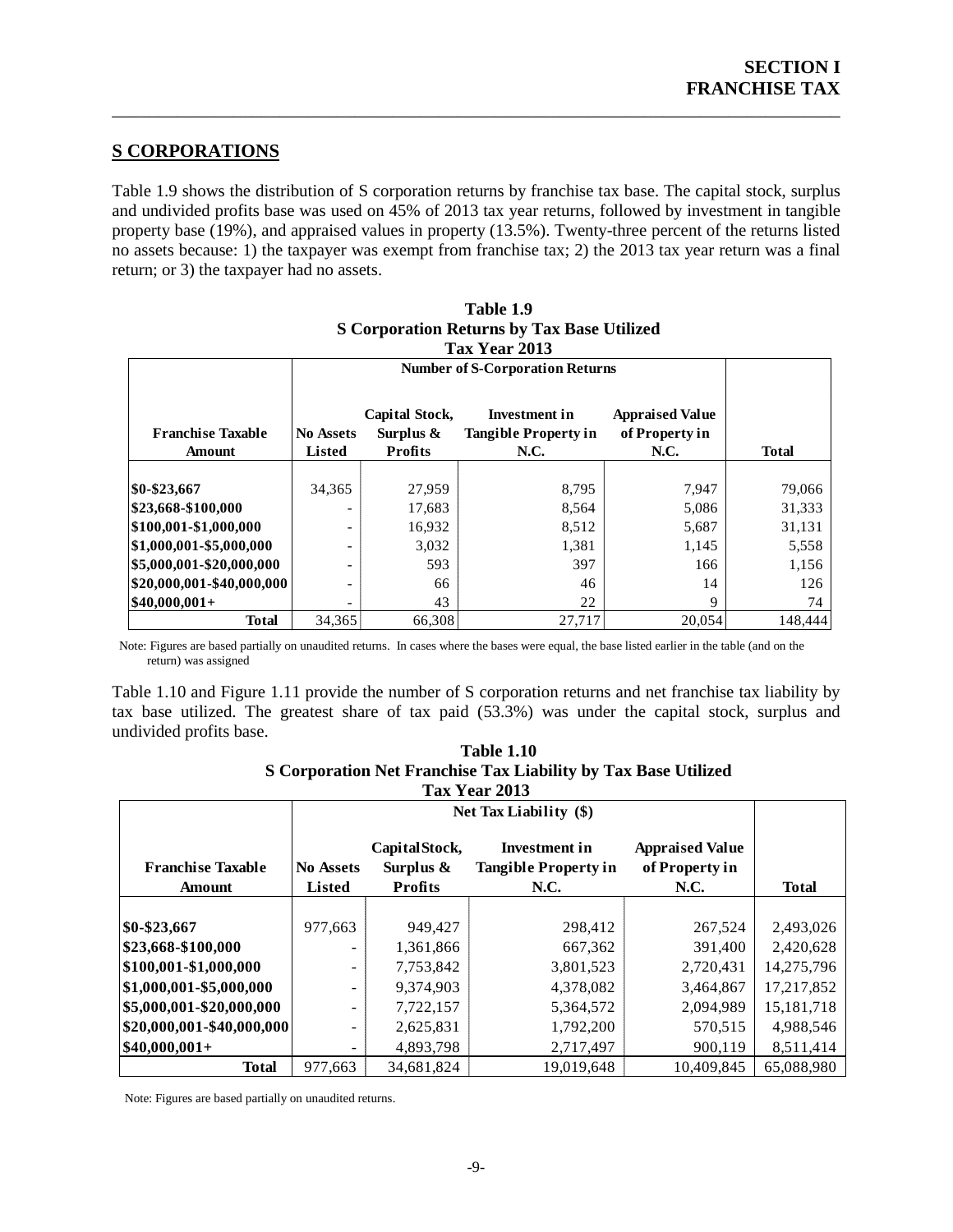## S CORPORATIONS

Table 1.9 shows the distribution of S corporation returns by franchise tax base. The capital stock, surplus and undivided profits base was used on 45% of 2013 tax year returns, followed by investment in tangible property base (19%), and appraised values in property (13.5%). Twenty-three percent of the returns listed no assets because: 1) the taxpayer was exempt from franchise tax; 2) the 2013 tax year return was a final return; or 3) the taxpayer had no assets.

**Table 1.9**
**S Corporation Returns by Tax Base Utilized**
**Tax Year 2013**

| | Number of S-Corporation Returns | | | | |
|---|---|---|---|---|---|
| Franchise Taxable Amount | No Assets Listed | Capital Stock, Surplus & Profits | Investment in Tangible Property in N.C. | Appraised Value of Property in N.C. | Total |
| $0-$23,667 | 34,365 | 27,959 | 8,795 | 7,947 | 79,066 |
| $23,668-$100,000 | - | 17,683 | 8,564 | 5,086 | 31,333 |
| $100,001-$1,000,000 | - | 16,932 | 8,512 | 5,687 | 31,131 |
| $1,000,001-$5,000,000 | - | 3,032 | 1,381 | 1,145 | 5,558 |
| $5,000,001-$20,000,000 | - | 593 | 397 | 166 | 1,156 |
| $20,000,001-$40,000,000 | - | 66 | 46 | 14 | 126 |
| $40,000,001+ | - | 43 | 22 | 9 | 74 |
| **Total** | 34,365 | 66,308 | 27,717 | 20,054 | 148,444 |

Note: Figures are based partially on unaudited returns. In cases where the bases were equal, the base listed earlier in the table (and on the return) was assigned

Table 1.10 and Figure 1.11 provide the number of S corporation returns and net franchise tax liability by tax base utilized. The greatest share of tax paid (53.3%) was under the capital stock, surplus and undivided profits base.

**Table 1.10**
**S Corporation Net Franchise Tax Liability by Tax Base Utilized**
**Tax Year 2013**

| | Net Tax Liability ($) | | | | |
|---|---|---|---|---|---|
| Franchise Taxable Amount | No Assets Listed | Capital Stock, Surplus & Profits | Investment in Tangible Property in N.C. | Appraised Value of Property in N.C. | Total |
| $0-$23,667 | 977,663 | 949,427 | 298,412 | 267,524 | 2,493,026 |
| $23,668-$100,000 | - | 1,361,866 | 667,362 | 391,400 | 2,420,628 |
| $100,001-$1,000,000 | - | 7,753,842 | 3,801,523 | 2,720,431 | 14,275,796 |
| $1,000,001-$5,000,000 | - | 9,374,903 | 4,378,082 | 3,464,867 | 17,217,852 |
| $5,000,001-$20,000,000 | - | 7,722,157 | 5,364,572 | 2,094,989 | 15,181,718 |
| $20,000,001-$40,000,000 | - | 2,625,831 | 1,792,200 | 570,515 | 4,988,546 |
| $40,000,001+ | - | 4,893,798 | 2,717,497 | 900,119 | 8,511,414 |
| **Total** | 977,663 | 34,681,824 | 19,019,648 | 10,409,845 | 65,088,980 |

Note: Figures are based partially on unaudited returns.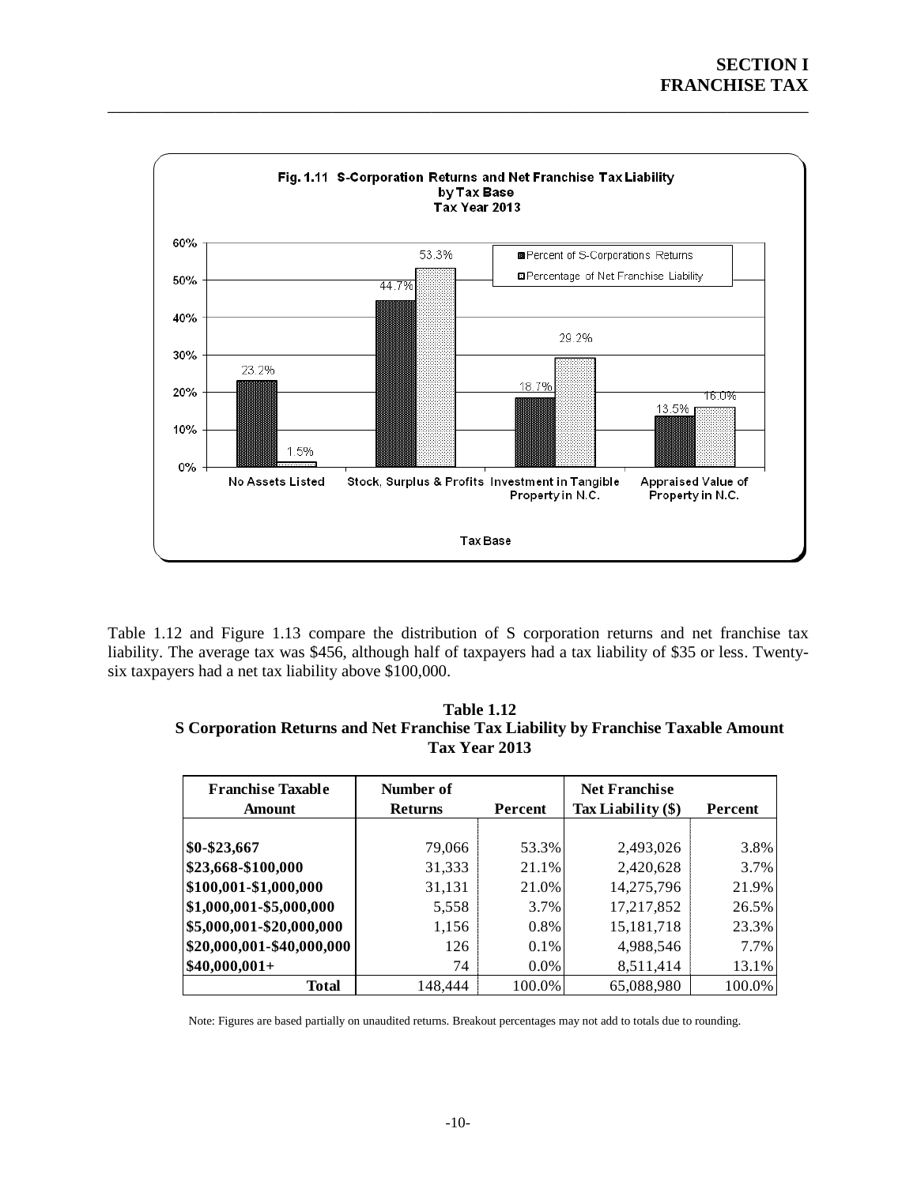**Fig. 1.11 S-Corporation Returns and Net Franchise Tax Liability by Tax Base Tax Year 2013**

| Tax Base | Percent of S-Corporations Returns | Percentage of Net Franchise Liability |
|---|---|---|
| No Assets Listed | 23.2% | 1.5% |
| Stock, Surplus & Profits | 44.7% | 53.3% |
| Investment in Tangible Property in N.C. | 18.7% | 29.2% |
| Appraised Value of Property in N.C. | 13.5% | 16.0% |

Table 1.12 and Figure 1.13 compare the distribution of S corporation returns and net franchise tax liability. The average tax was $456, although half of taxpayers had a tax liability of $35 or less. Twenty-six taxpayers had a net tax liability above $100,000.

**Table 1.12**
**S Corporation Returns and Net Franchise Tax Liability by Franchise Taxable Amount**
**Tax Year 2013**

| Franchise Taxable Amount | Number of Returns | Percent | Net Franchise Tax Liability ($) | Percent |
|---|---|---|---|---|
| $0-$23,667 | 79,066 | 53.3% | 2,493,026 | 3.8% |
| $23,668-$100,000 | 31,333 | 21.1% | 2,420,628 | 3.7% |
| $100,001-$1,000,000 | 31,131 | 21.0% | 14,275,796 | 21.9% |
| $1,000,001-$5,000,000 | 5,558 | 3.7% | 17,217,852 | 26.5% |
| $5,000,001-$20,000,000 | 1,156 | 0.8% | 15,181,718 | 23.3% |
| $20,000,001-$40,000,000 | 126 | 0.1% | 4,988,546 | 7.7% |
| $40,000,001+ | 74 | 0.0% | 8,511,414 | 13.1% |
| **Total** | 148,444 | 100.0% | 65,088,980 | 100.0% |

Note: Figures are based partially on unaudited returns. Breakout percentages may not add to totals due to rounding.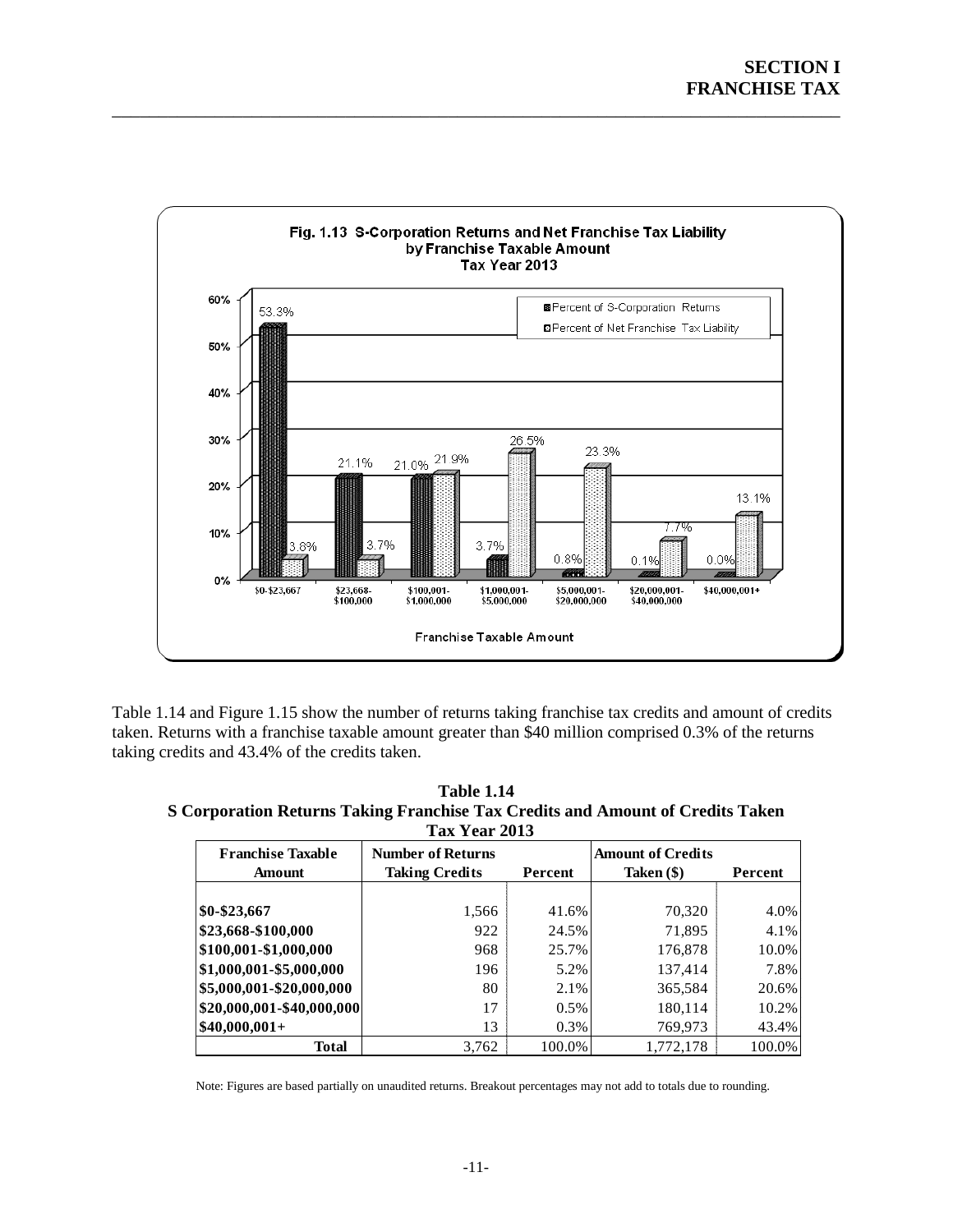Fig. 1.13 S-Corporation Returns and Net Franchise Tax Liability by Franchise Taxable Amount Tax Year 2013

| Franchise Taxable Amount | Percent of S-Corporation Returns | Percent of Net Franchise Tax Liability |
|---|---|---|
| $0-$23,667 | 53.3% | 3.8% |
| $23,668-$100,000 | 21.1% | 3.7% |
| $100,001-$1,000,000 | 21.0% | 21.9% |
| $1,000,001-$5,000,000 | 3.7% | 26.5% |
| $5,000,001-$20,000,000 | 0.8% | 23.3% |
| $20,000,001-$40,000,000 | 0.1% | 7.7% |
| $40,000,001+ | 0.0% | 13.1% |

Table 1.14 and Figure 1.15 show the number of returns taking franchise tax credits and amount of credits taken. Returns with a franchise taxable amount greater than $40 million comprised 0.3% of the returns taking credits and 43.4% of the credits taken.

**Table 1.14**
**S Corporation Returns Taking Franchise Tax Credits and Amount of Credits Taken**
**Tax Year 2013**

| Franchise Taxable Amount | Number of Returns Taking Credits | Percent | Amount of Credits Taken ($) | Percent |
|---|---|---|---|---|
| $0-$23,667 | 1,566 | 41.6% | 70,320 | 4.0% |
| $23,668-$100,000 | 922 | 24.5% | 71,895 | 4.1% |
| $100,001-$1,000,000 | 968 | 25.7% | 176,878 | 10.0% |
| $1,000,001-$5,000,000 | 196 | 5.2% | 137,414 | 7.8% |
| $5,000,001-$20,000,000 | 80 | 2.1% | 365,584 | 20.6% |
| $20,000,001-$40,000,000 | 17 | 0.5% | 180,114 | 10.2% |
| $40,000,001+ | 13 | 0.3% | 769,973 | 43.4% |
| **Total** | 3,762 | 100.0% | 1,772,178 | 100.0% |

Note: Figures are based partially on unaudited returns. Breakout percentages may not add to totals due to rounding.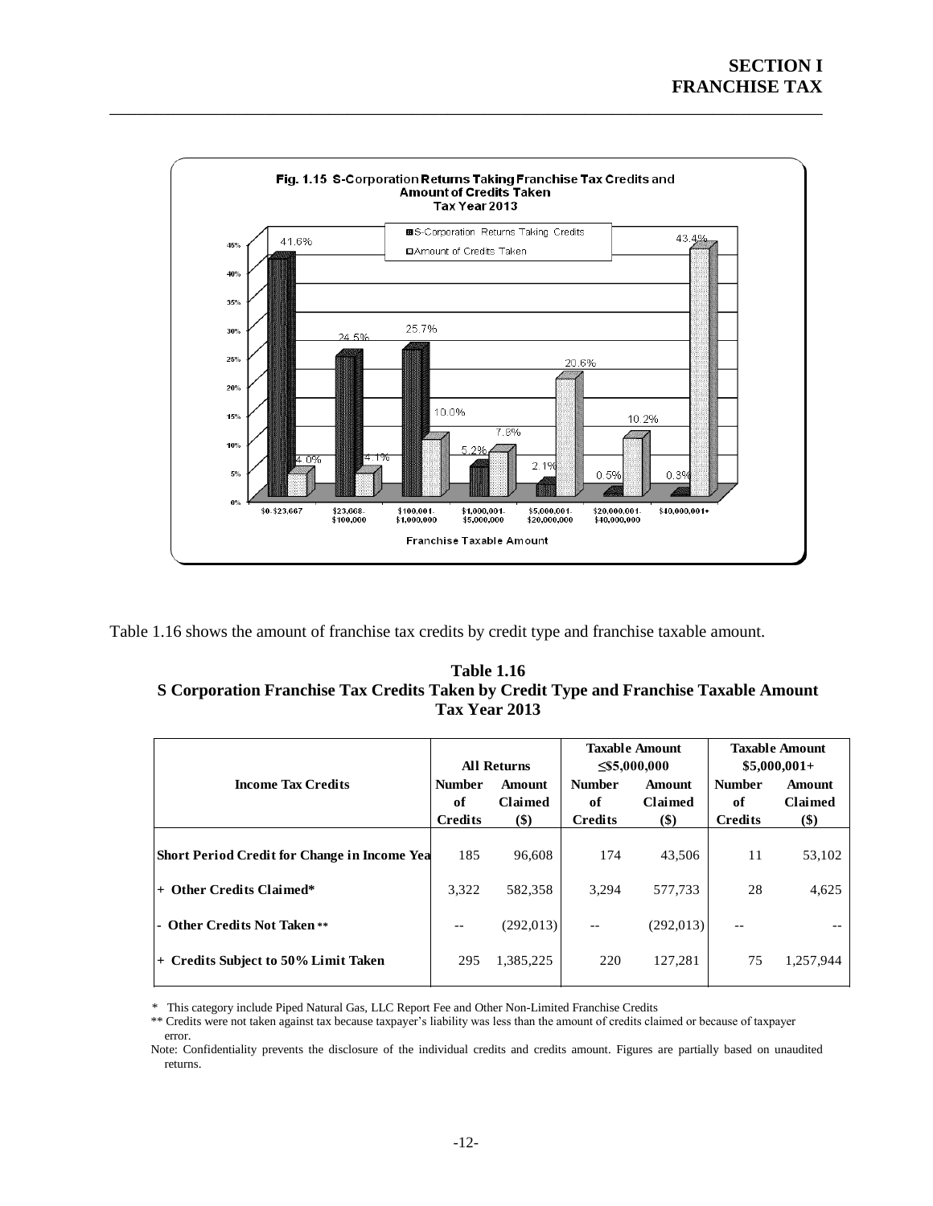Fig. 1.15 S-Corporation Returns Taking Franchise Tax Credits and Amount of Credits Taken
Tax Year 2013

| Franchise Taxable Amount | S-Corporation Returns Taking Credits | Amount of Credits Taken |
|---|---|---|
| $0-$23,667 | 41.6% | 4.0% |
| $23,668-$100,000 | 24.5% | 4.1% |
| $100,001-$1,000,000 | 25.7% | 10.0% |
| $1,000,001-$5,000,000 | 5.2% | 7.8% |
| $5,000,001-$20,000,000 | 2.1% | 20.6% |
| $20,000,001-$40,000,000 | 0.5% | 10.2% |
| $40,000,001+ | 0.3% | 43.4% |

Table 1.16 shows the amount of franchise tax credits by credit type and franchise taxable amount.

**Table 1.16**
**S Corporation Franchise Tax Credits Taken by Credit Type and Franchise Taxable Amount**
**Tax Year 2013**

| Income Tax Credits | All Returns | | Taxable Amount ≤$5,000,000 | | Taxable Amount $5,000,001+ | |
|---|---|---|---|---|---|---|
| | Number of Credits | Amount Claimed ($) | Number of Credits | Amount Claimed ($) | Number of Credits | Amount Claimed ($) |
| Short Period Credit for Change in Income Yea | 185 | 96,608 | 174 | 43,506 | 11 | 53,102 |
| + Other Credits Claimed* | 3,322 | 582,358 | 3,294 | 577,733 | 28 | 4,625 |
| - Other Credits Not Taken ** | -- | (292,013) | -- | (292,013) | -- | -- |
| + Credits Subject to 50% Limit Taken | 295 | 1,385,225 | 220 | 127,281 | 75 | 1,257,944 |

\* This category include Piped Natural Gas, LLC Report Fee and Other Non-Limited Franchise Credits

** Credits were not taken against tax because taxpayer's liability was less than the amount of credits claimed or because of taxpayer error.

Note: Confidentiality prevents the disclosure of the individual credits and credits amount. Figures are partially based on unaudited returns.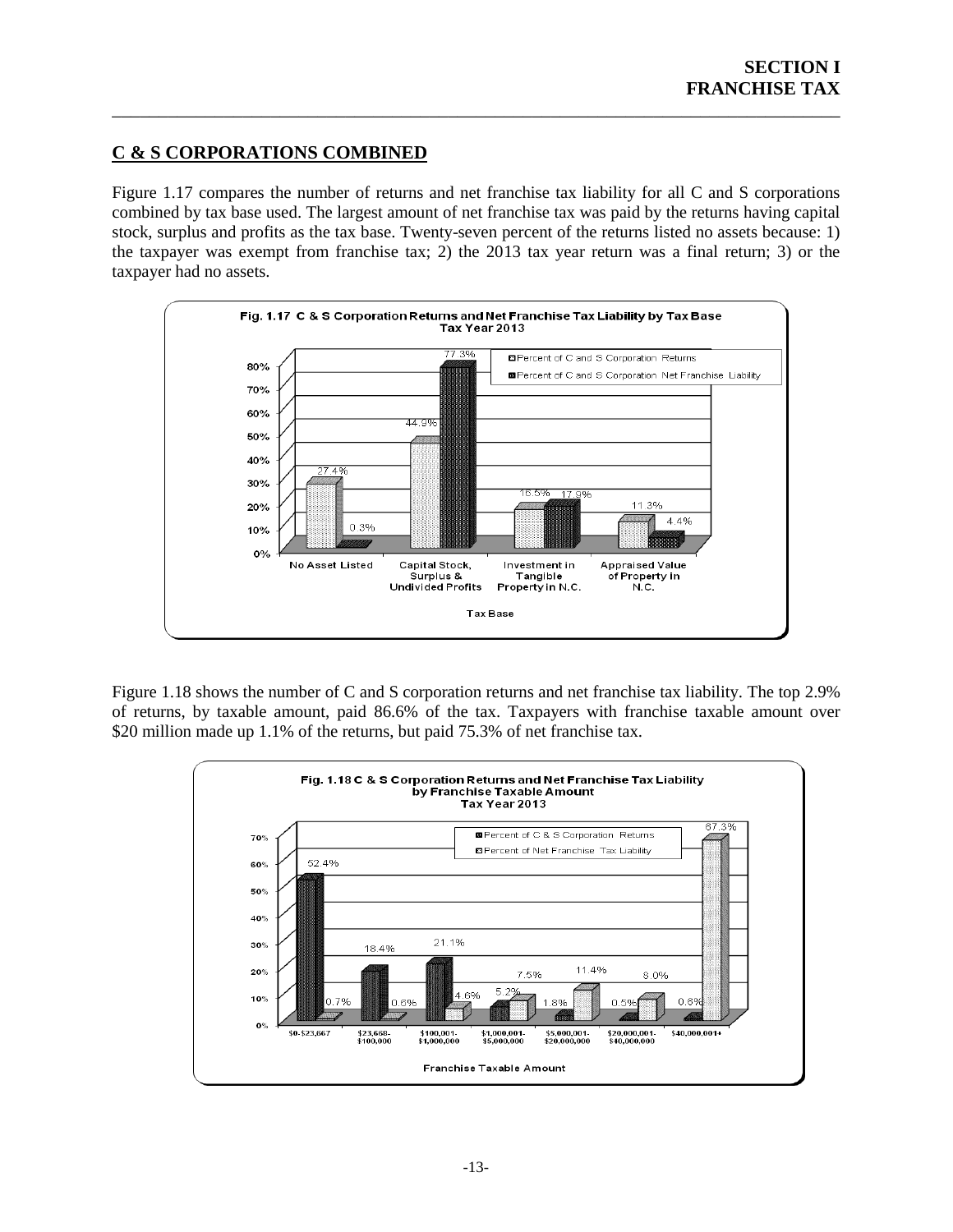## C & S CORPORATIONS COMBINED

Figure 1.17 compares the number of returns and net franchise tax liability for all C and S corporations combined by tax base used. The largest amount of net franchise tax was paid by the returns having capital stock, surplus and profits as the tax base. Twenty-seven percent of the returns listed no assets because: 1) the taxpayer was exempt from franchise tax; 2) the 2013 tax year return was a final return; 3) or the taxpayer had no assets.

**Fig. 1.17 C & S Corporation Returns and Net Franchise Tax Liability by Tax Base Tax Year 2013**

| Tax Base | Percent of C and S Corporation Returns | Percent of C and S Corporation Net Franchise Liability |
|---|---|---|
| No Asset Listed | 27.4% | 0.3% |
| Capital Stock, Surplus & Undivided Profits | 44.9% | 77.3% |
| Investment in Tangible Property in N.C. | 16.5% | 17.9% |
| Appraised Value of Property in N.C. | 11.3% | 4.4% |

Figure 1.18 shows the number of C and S corporation returns and net franchise tax liability. The top 2.9% of returns, by taxable amount, paid 86.6% of the tax. Taxpayers with franchise taxable amount over $20 million made up 1.1% of the returns, but paid 75.3% of net franchise tax.

**Fig. 1.18 C & S Corporation Returns and Net Franchise Tax Liability by Franchise Taxable Amount Tax Year 2013**

| Franchise Taxable Amount | Percent of C & S Corporation Returns | Percent of Net Franchise Tax Liability |
|---|---|---|
| $0-$23,667 | 52.4% | 0.7% |
| $23,668-$100,000 | 18.4% | 0.6% |
| $100,001-$1,000,000 | 21.1% | 4.6% |
| $1,000,001-$5,000,000 | 5.2% | 7.5% |
| $5,000,001-$20,000,000 | 1.8% | 11.4% |
| $20,000,001-$40,000,000 | 0.5% | 8.0% |
| $40,000,001+ | 0.6% | 67.3% |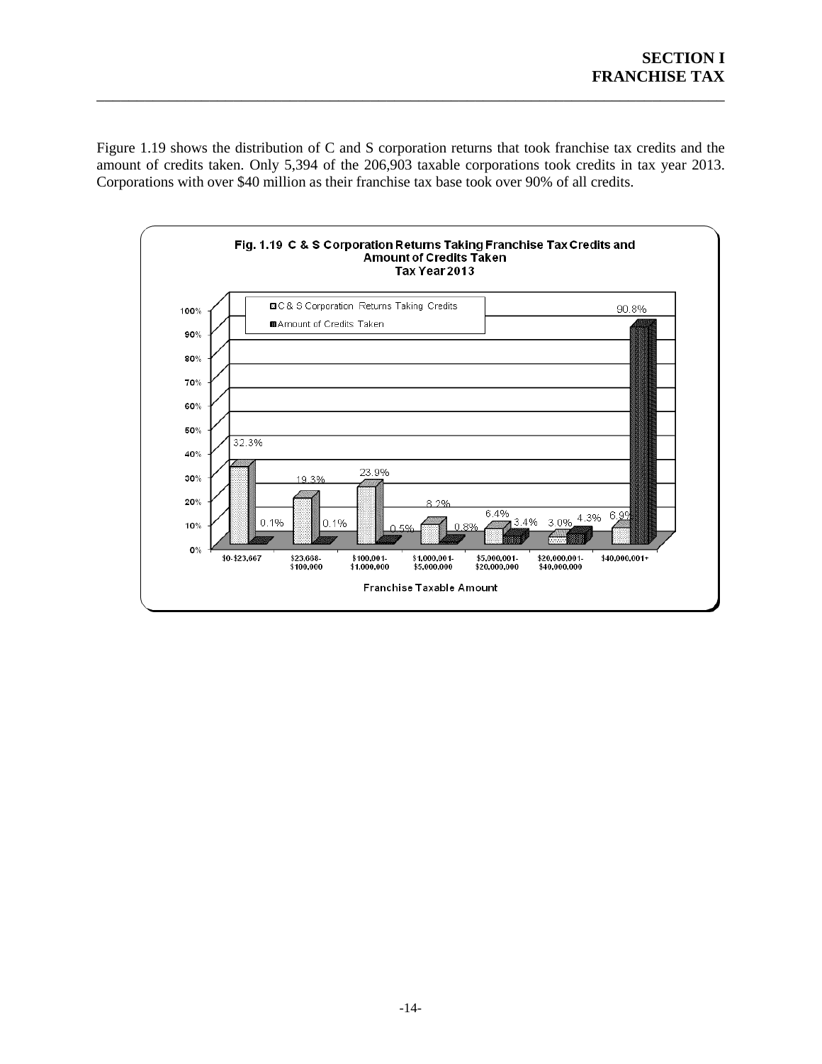Figure 1.19 shows the distribution of C and S corporation returns that took franchise tax credits and the amount of credits taken. Only 5,394 of the 206,903 taxable corporations took credits in tax year 2013. Corporations with over $40 million as their franchise tax base took over 90% of all credits.

**Fig. 1.19 C & S Corporation Returns Taking Franchise Tax Credits and Amount of Credits Taken Tax Year 2013**

| Franchise Taxable Amount | C & S Corporation Returns Taking Credits | Amount of Credits Taken |
|---|---|---|
| $0-$23,667 | 32.3% | 0.1% |
| $23,668-$100,000 | 19.3% | 0.1% |
| $100,001-$1,000,000 | 23.9% | 0.5% |
| $1,000,001-$5,000,000 | 8.2% | 0.8% |
| $5,000,001-$20,000,000 | 6.4% | 3.4% |
| $20,000,001-$40,000,000 | 3.0% | 4.3% |
| $40,000,001+ | 6.9% | 90.8% |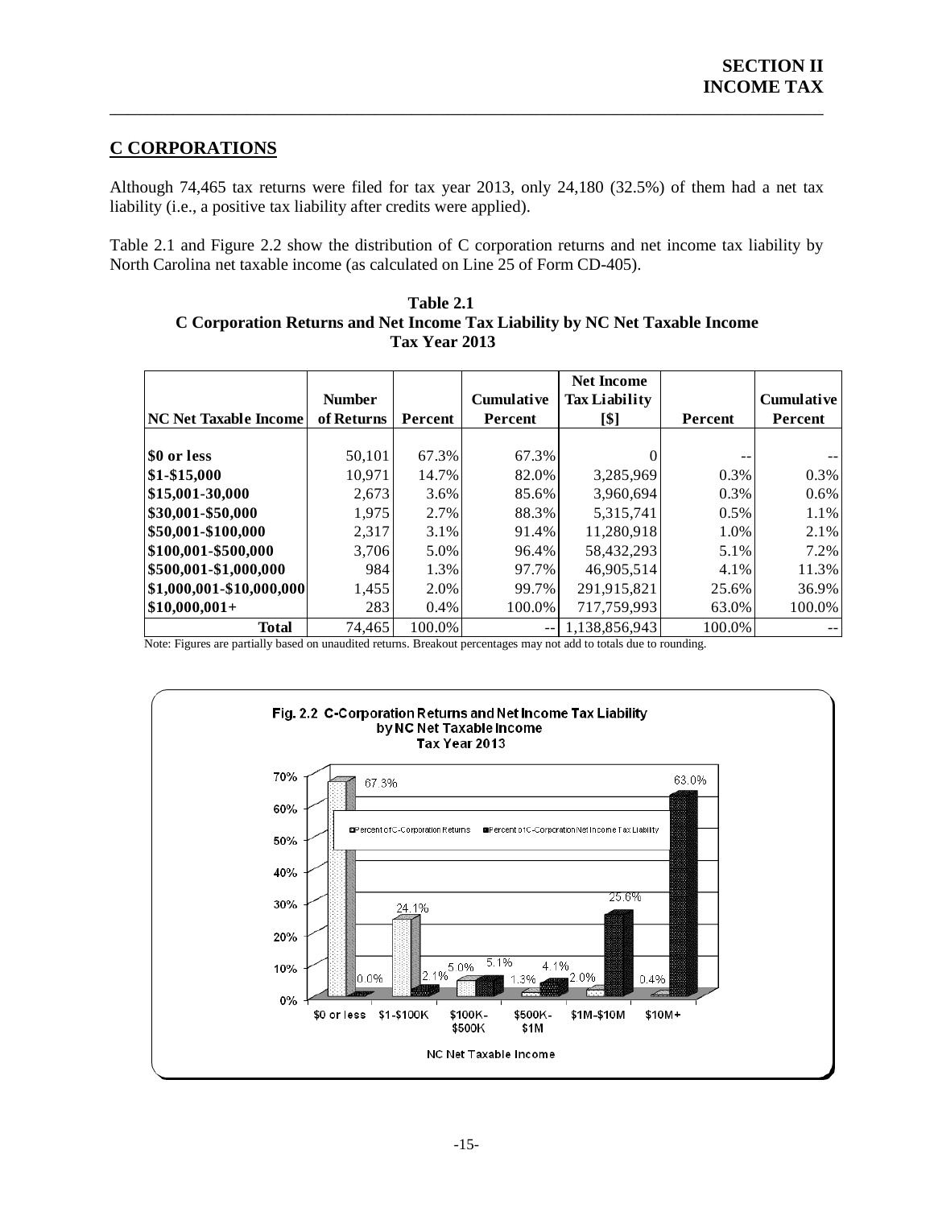## C CORPORATIONS

Although 74,465 tax returns were filed for tax year 2013, only 24,180 (32.5%) of them had a net tax liability (i.e., a positive tax liability after credits were applied).

Table 2.1 and Figure 2.2 show the distribution of C corporation returns and net income tax liability by North Carolina net taxable income (as calculated on Line 25 of Form CD-405).

**Table 2.1**
**C Corporation Returns and Net Income Tax Liability by NC Net Taxable Income**
**Tax Year 2013**

| NC Net Taxable Income | Number of Returns | Percent | Cumulative Percent | Net Income Tax Liability [$] | Percent | Cumulative Percent |
|---|---|---|---|---|---|---|
| $0 or less | 50,101 | 67.3% | 67.3% | 0 | -- | -- |
| $1-$15,000 | 10,971 | 14.7% | 82.0% | 3,285,969 | 0.3% | 0.3% |
| $15,001-30,000 | 2,673 | 3.6% | 85.6% | 3,960,694 | 0.3% | 0.6% |
| $30,001-$50,000 | 1,975 | 2.7% | 88.3% | 5,315,741 | 0.5% | 1.1% |
| $50,001-$100,000 | 2,317 | 3.1% | 91.4% | 11,280,918 | 1.0% | 2.1% |
| $100,001-$500,000 | 3,706 | 5.0% | 96.4% | 58,432,293 | 5.1% | 7.2% |
| $500,001-$1,000,000 | 984 | 1.3% | 97.7% | 46,905,514 | 4.1% | 11.3% |
| $1,000,001-$10,000,000 | 1,455 | 2.0% | 99.7% | 291,915,821 | 25.6% | 36.9% |
| $10,000,001+ | 283 | 0.4% | 100.0% | 717,759,993 | 63.0% | 100.0% |
| **Total** | 74,465 | 100.0% | -- | 1,138,856,943 | 100.0% | -- |

Note: Figures are partially based on unaudited returns. Breakout percentages may not add to totals due to rounding.

**Fig. 2.2 C-Corporation Returns and Net Income Tax Liability by NC Net Taxable Income Tax Year 2013**

| NC Net Taxable Income | Percent of C-Corporation Returns | Percent of C-Corporation Net Income Tax Liability |
|---|---|---|
| $0 or less | 67.3% | 0.0% |
| $1-$100K | 24.1% | 2.1% |
| $100K-$500K | 5.0% | 5.1% |
| $500K-$1M | 1.3% | 4.1% |
| $1M-$10M | 2.0% | 25.6% |
| $10M+ | 0.4% | 63.0% |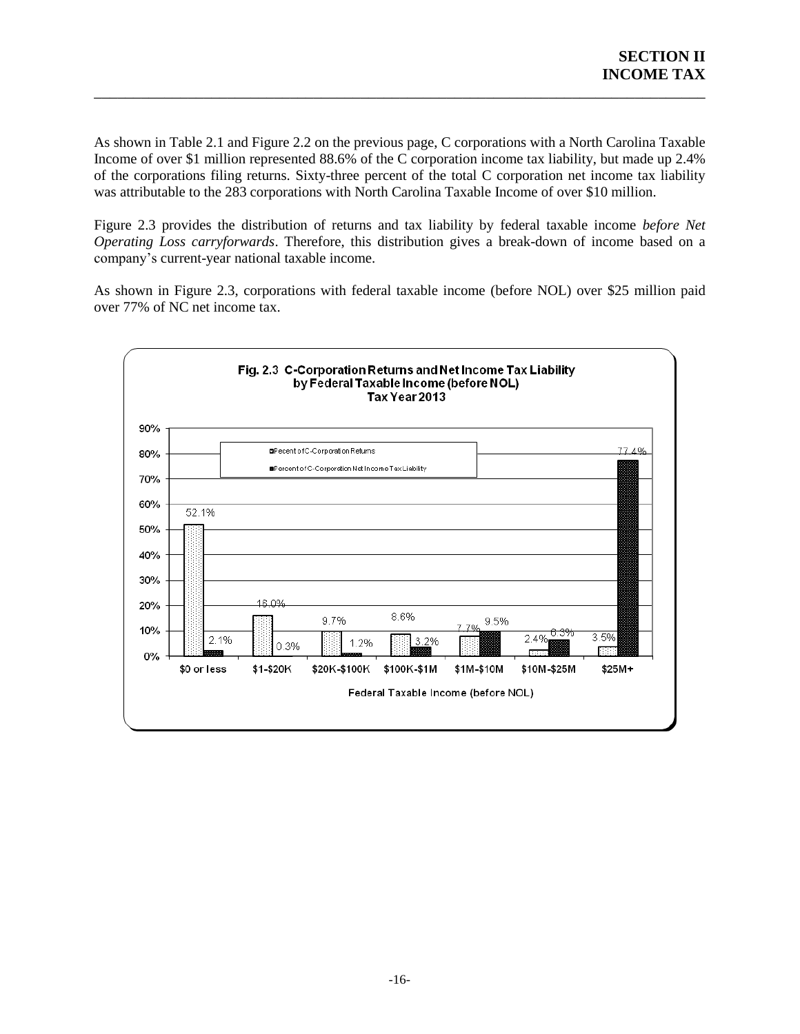As shown in Table 2.1 and Figure 2.2 on the previous page, C corporations with a North Carolina Taxable Income of over $1 million represented 88.6% of the C corporation income tax liability, but made up 2.4% of the corporations filing returns. Sixty-three percent of the total C corporation net income tax liability was attributable to the 283 corporations with North Carolina Taxable Income of over $10 million.

Figure 2.3 provides the distribution of returns and tax liability by federal taxable income *before Net Operating Loss carryforwards*. Therefore, this distribution gives a break-down of income based on a company's current-year national taxable income.

As shown in Figure 2.3, corporations with federal taxable income (before NOL) over $25 million paid over 77% of NC net income tax.

**Fig. 2.3 C-Corporation Returns and Net Income Tax Liability by Federal Taxable Income (before NOL) Tax Year 2013**

| Federal Taxable Income (before NOL) | Pecent of C-Corporation Returns | Percent of C-Corporation Net Income Tax Liability |
|---|---|---|
| $0 or less | 52.1% | 2.1% |
| $1-$20K | 16.0% | 0.3% |
| $20K-$100K | 9.7% | 1.2% |
| $100K-$1M | 8.6% | 3.2% |
| $1M-$10M | 7.7% | 9.5% |
| $10M-$25M | 2.4% | 6.3% |
| $25M+ | 3.5% | 77.4% |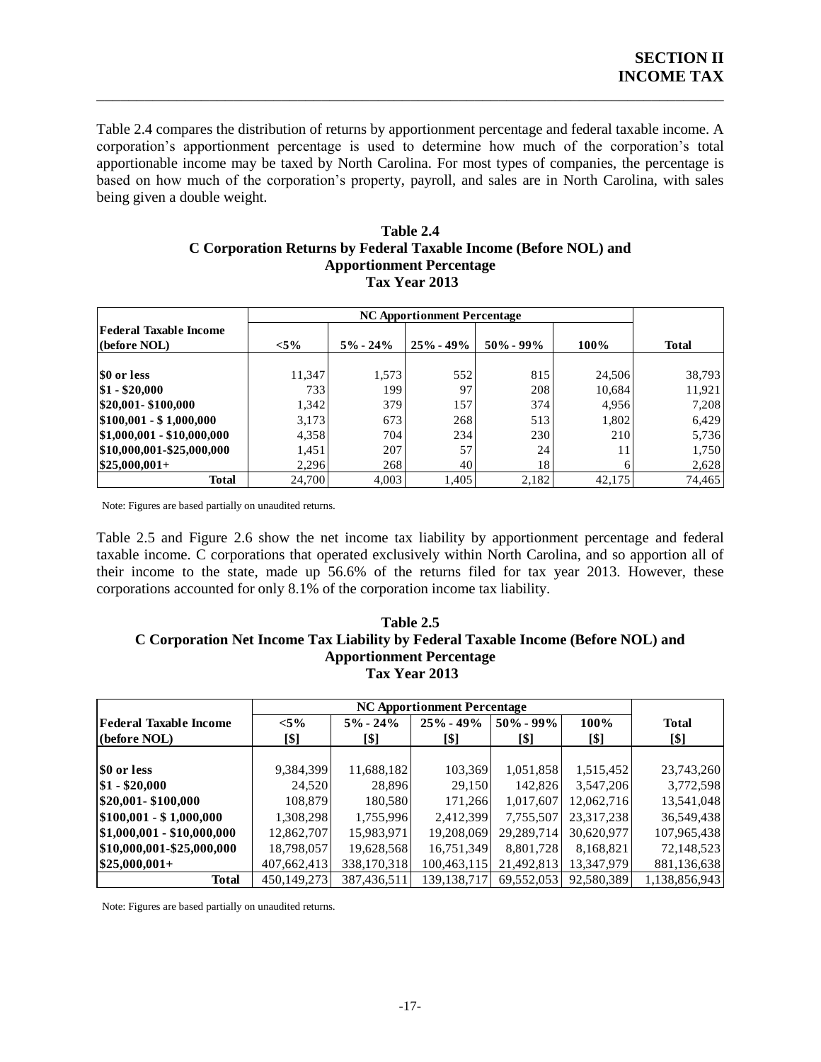Table 2.4 compares the distribution of returns by apportionment percentage and federal taxable income. A corporation's apportionment percentage is used to determine how much of the corporation's total apportionable income may be taxed by North Carolina. For most types of companies, the percentage is based on how much of the corporation's property, payroll, and sales are in North Carolina, with sales being given a double weight.

**Table 2.4**
**C Corporation Returns by Federal Taxable Income (Before NOL) and Apportionment Percentage**
**Tax Year 2013**

| | NC Apportionment Percentage | | | | | |
|---|---|---|---|---|---|---|
| **Federal Taxable Income (before NOL)** | **<5%** | **5% - 24%** | **25% - 49%** | **50% - 99%** | **100%** | **Total** |
| **$0 or less** | 11,347 | 1,573 | 552 | 815 | 24,506 | 38,793 |
| **$1 - $20,000** | 733 | 199 | 97 | 208 | 10,684 | 11,921 |
| **$20,001- $100,000** | 1,342 | 379 | 157 | 374 | 4,956 | 7,208 |
| **$100,001 - $ 1,000,000** | 3,173 | 673 | 268 | 513 | 1,802 | 6,429 |
| **$1,000,001 - $10,000,000** | 4,358 | 704 | 234 | 230 | 210 | 5,736 |
| **$10,000,001-$25,000,000** | 1,451 | 207 | 57 | 24 | 11 | 1,750 |
| **$25,000,001+** | 2,296 | 268 | 40 | 18 | 6 | 2,628 |
| **Total** | 24,700 | 4,003 | 1,405 | 2,182 | 42,175 | 74,465 |

Note: Figures are based partially on unaudited returns.

Table 2.5 and Figure 2.6 show the net income tax liability by apportionment percentage and federal taxable income. C corporations that operated exclusively within North Carolina, and so apportion all of their income to the state, made up 56.6% of the returns filed for tax year 2013. However, these corporations accounted for only 8.1% of the corporation income tax liability.

**Table 2.5**
**C Corporation Net Income Tax Liability by Federal Taxable Income (Before NOL) and Apportionment Percentage**
**Tax Year 2013**

| | NC Apportionment Percentage | | | | | |
|---|---|---|---|---|---|---|
| **Federal Taxable Income (before NOL)** | **<5% [$]** | **5% - 24% [$]** | **25% - 49% [$]** | **50% - 99% [$]** | **100% [$]** | **Total [$]** |
| **$0 or less** | 9,384,399 | 11,688,182 | 103,369 | 1,051,858 | 1,515,452 | 23,743,260 |
| **$1 - $20,000** | 24,520 | 28,896 | 29,150 | 142,826 | 3,547,206 | 3,772,598 |
| **$20,001- $100,000** | 108,879 | 180,580 | 171,266 | 1,017,607 | 12,062,716 | 13,541,048 |
| **$100,001 - $ 1,000,000** | 1,308,298 | 1,755,996 | 2,412,399 | 7,755,507 | 23,317,238 | 36,549,438 |
| **$1,000,001 - $10,000,000** | 12,862,707 | 15,983,971 | 19,208,069 | 29,289,714 | 30,620,977 | 107,965,438 |
| **$10,000,001-$25,000,000** | 18,798,057 | 19,628,568 | 16,751,349 | 8,801,728 | 8,168,821 | 72,148,523 |
| **$25,000,001+** | 407,662,413 | 338,170,318 | 100,463,115 | 21,492,813 | 13,347,979 | 881,136,638 |
| **Total** | 450,149,273 | 387,436,511 | 139,138,717 | 69,552,053 | 92,580,389 | 1,138,856,943 |

Note: Figures are based partially on unaudited returns.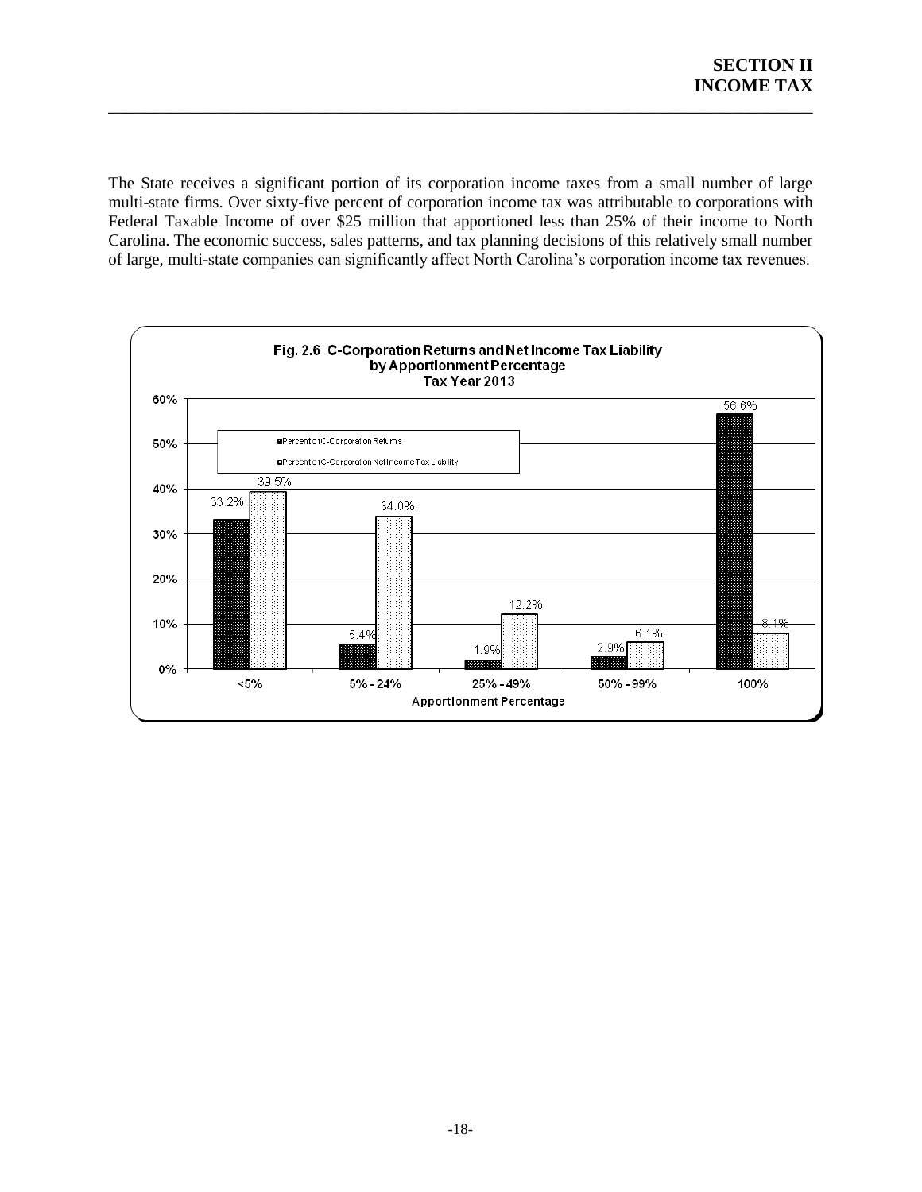The State receives a significant portion of its corporation income taxes from a small number of large multi-state firms. Over sixty-five percent of corporation income tax was attributable to corporations with Federal Taxable Income of over $25 million that apportioned less than 25% of their income to North Carolina. The economic success, sales patterns, and tax planning decisions of this relatively small number of large, multi-state companies can significantly affect North Carolina's corporation income tax revenues.

**Fig. 2.6 C-Corporation Returns and Net Income Tax Liability by Apportionment Percentage Tax Year 2013**

| Apportionment Percentage | Percent of C-Corporation Returns | Percent of C-Corporation Net Income Tax Liability |
| --- | --- | --- |
| <5% | 33.2% | 39.5% |
| 5% - 24% | 5.4% | 34.0% |
| 25% - 49% | 1.9% | 12.2% |
| 50% - 99% | 2.9% | 6.1% |
| 100% | 56.6% | 8.1% |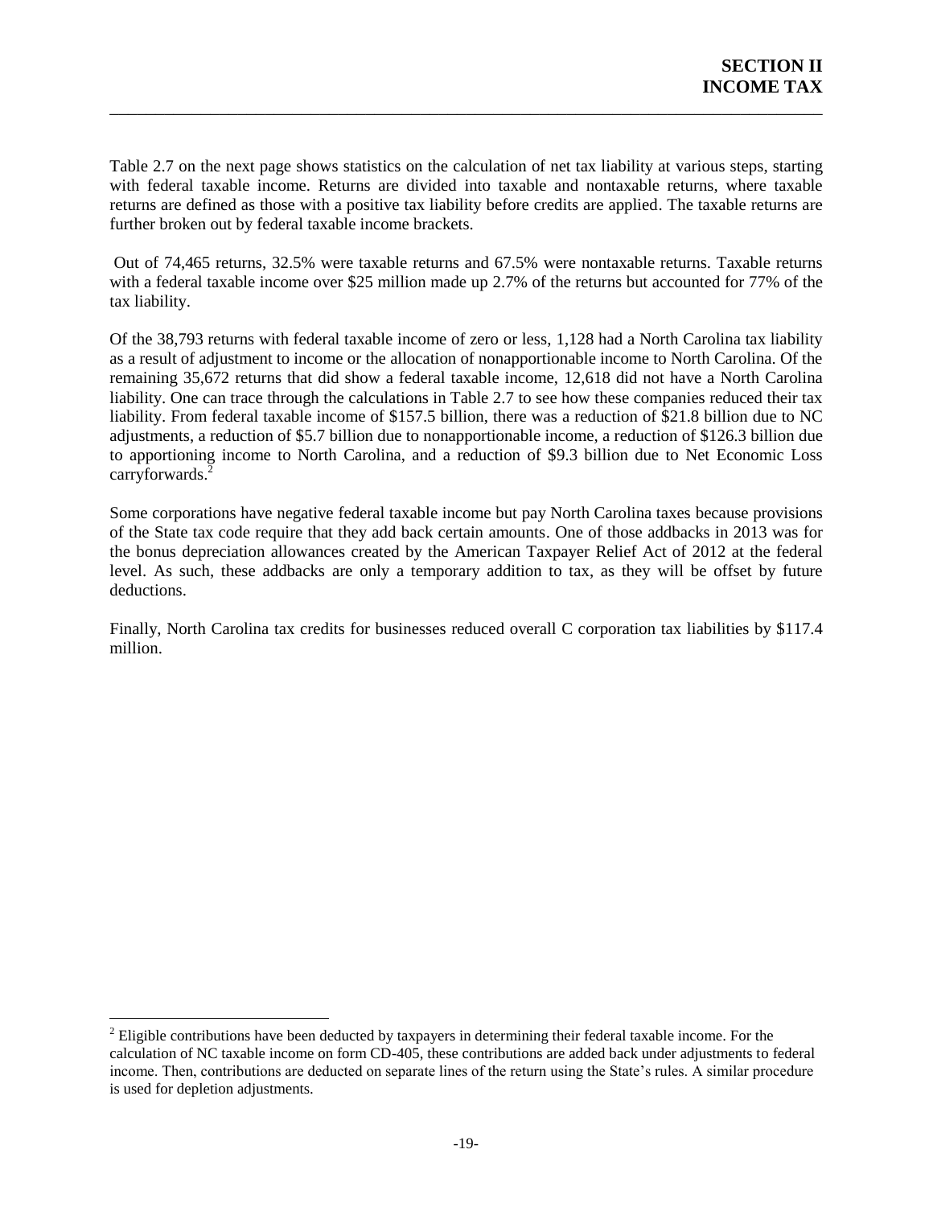Table 2.7 on the next page shows statistics on the calculation of net tax liability at various steps, starting with federal taxable income. Returns are divided into taxable and nontaxable returns, where taxable returns are defined as those with a positive tax liability before credits are applied. The taxable returns are further broken out by federal taxable income brackets.

Out of 74,465 returns, 32.5% were taxable returns and 67.5% were nontaxable returns. Taxable returns with a federal taxable income over $25 million made up 2.7% of the returns but accounted for 77% of the tax liability.

Of the 38,793 returns with federal taxable income of zero or less, 1,128 had a North Carolina tax liability as a result of adjustment to income or the allocation of nonapportionable income to North Carolina. Of the remaining 35,672 returns that did show a federal taxable income, 12,618 did not have a North Carolina liability. One can trace through the calculations in Table 2.7 to see how these companies reduced their tax liability. From federal taxable income of $157.5 billion, there was a reduction of $21.8 billion due to NC adjustments, a reduction of $5.7 billion due to nonapportionable income, a reduction of $126.3 billion due to apportioning income to North Carolina, and a reduction of $9.3 billion due to Net Economic Loss carryforwards.[2]

Some corporations have negative federal taxable income but pay North Carolina taxes because provisions of the State tax code require that they add back certain amounts. One of those addbacks in 2013 was for the bonus depreciation allowances created by the American Taxpayer Relief Act of 2012 at the federal level. As such, these addbacks are only a temporary addition to tax, as they will be offset by future deductions.

Finally, North Carolina tax credits for businesses reduced overall C corporation tax liabilities by $117.4 million.

[2] Eligible contributions have been deducted by taxpayers in determining their federal taxable income. For the calculation of NC taxable income on form CD-405, these contributions are added back under adjustments to federal income. Then, contributions are deducted on separate lines of the return using the State's rules. A similar procedure is used for depletion adjustments.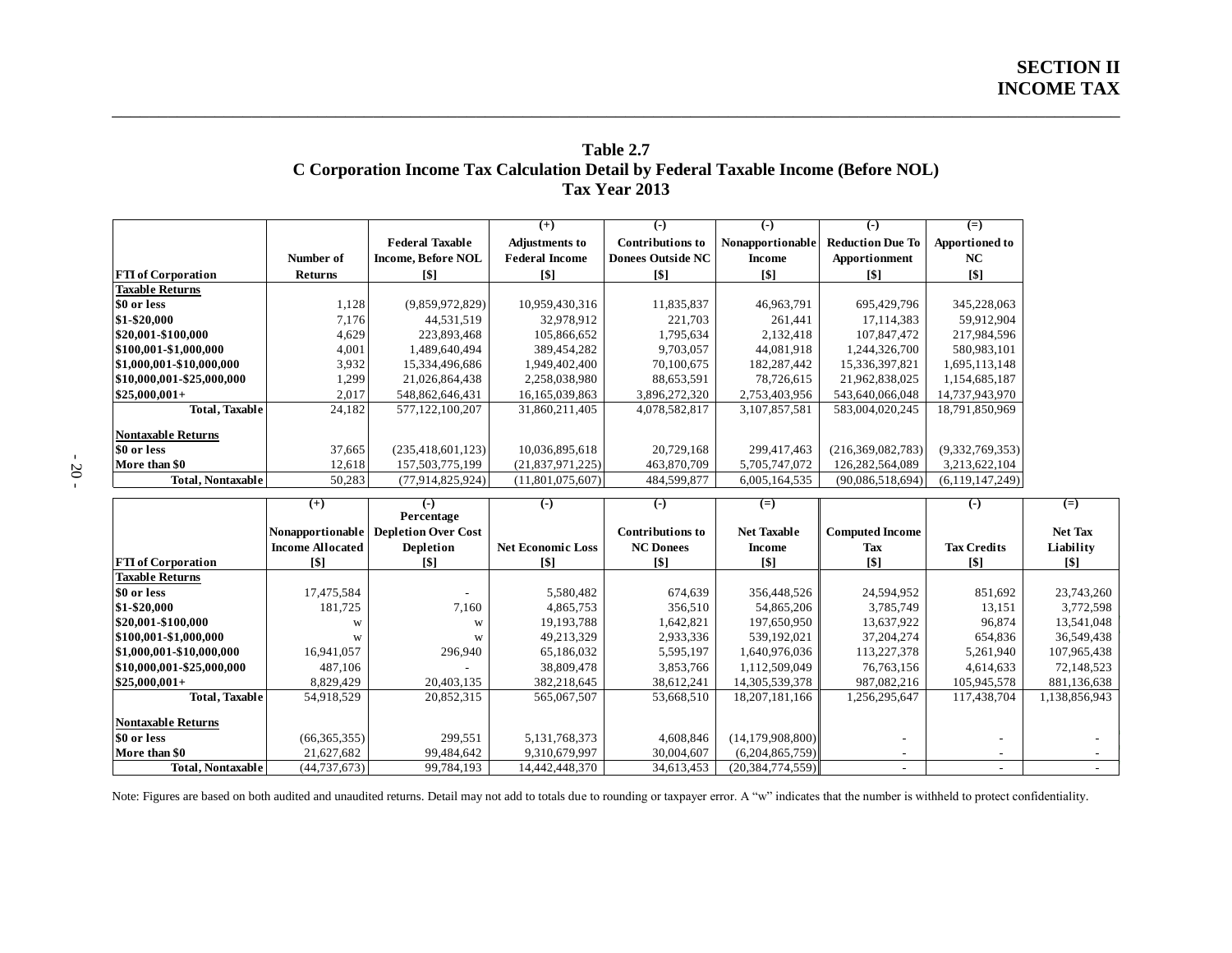**SECTION II**
**INCOME TAX**

## Table 2.7
## C Corporation Income Tax Calculation Detail by Federal Taxable Income (Before NOL)
## Tax Year 2013

| FTI of Corporation | Number of Returns | Federal Taxable Income, Before NOL [$] | (+) Adjustments to Federal Income [$] | (-) Contributions to Donees Outside NC [$] | (-) Nonapportionable Income [$] | (-) Reduction Due To Apportionment [$] | (=) Apportioned to NC [$] |
|---|---|---|---|---|---|---|---|
| **Taxable Returns** | | | | | | | |
| $0 or less | 1,128 | (9,859,972,829) | 10,959,430,316 | 11,835,837 | 46,963,791 | 695,429,796 | 345,228,063 |
| $1-$20,000 | 7,176 | 44,531,519 | 32,978,912 | 221,703 | 261,441 | 17,114,383 | 59,912,904 |
| $20,001-$100,000 | 4,629 | 223,893,468 | 105,866,652 | 1,795,634 | 2,132,418 | 107,847,472 | 217,984,596 |
| $100,001-$1,000,000 | 4,001 | 1,489,640,494 | 389,454,282 | 9,703,057 | 44,081,918 | 1,244,326,700 | 580,983,101 |
| $1,000,001-$10,000,000 | 3,932 | 15,334,496,686 | 1,949,402,400 | 70,100,675 | 182,287,442 | 15,336,397,821 | 1,695,113,148 |
| $10,000,001-$25,000,000 | 1,299 | 21,026,864,438 | 2,258,038,980 | 88,653,591 | 78,726,615 | 21,962,838,025 | 1,154,685,187 |
| $25,000,001+ | 2,017 | 548,862,646,431 | 16,165,039,863 | 3,896,272,320 | 2,753,403,956 | 543,640,066,048 | 14,737,943,970 |
| **Total, Taxable** | 24,182 | 577,122,100,207 | 31,860,211,405 | 4,078,582,817 | 3,107,857,581 | 583,004,020,245 | 18,791,850,969 |
| **Nontaxable Returns** | | | | | | | |
| $0 or less | 37,665 | (235,418,601,123) | 10,036,895,618 | 20,729,168 | 299,417,463 | (216,369,082,783) | (9,332,769,353) |
| More than $0 | 12,618 | 157,503,775,199 | (21,837,971,225) | 463,870,709 | 5,705,747,072 | 126,282,564,089 | 3,213,622,104 |
| **Total, Nontaxable** | 50,283 | (77,914,825,924) | (11,801,075,607) | 484,599,877 | 6,005,164,535 | (90,086,518,694) | (6,119,147,249) |

| FTI of Corporation | (+) Nonapportionable Income Allocated [$] | (-) Percentage Depletion Over Cost Depletion [$] | (-) Net Economic Loss [$] | (-) Contributions to NC Donees [$] | (=) Net Taxable Income [$] | Computed Income Tax [$] | (-) Tax Credits [$] | (=) Net Tax Liability [$] |
|---|---|---|---|---|---|---|---|---|
| **Taxable Returns** | | | | | | | | |
| $0 or less | 17,475,584 | - | 5,580,482 | 674,639 | 356,448,526 | 24,594,952 | 851,692 | 23,743,260 |
| $1-$20,000 | 181,725 | 7,160 | 4,865,753 | 356,510 | 54,865,206 | 3,785,749 | 13,151 | 3,772,598 |
| $20,001-$100,000 | w | w | 19,193,788 | 1,642,821 | 197,650,950 | 13,637,922 | 96,874 | 13,541,048 |
| $100,001-$1,000,000 | w | w | 49,213,329 | 2,933,336 | 539,192,021 | 37,204,274 | 654,836 | 36,549,438 |
| $1,000,001-$10,000,000 | 16,941,057 | 296,940 | 65,186,032 | 5,595,197 | 1,640,976,036 | 113,227,378 | 5,261,940 | 107,965,438 |
| $10,000,001-$25,000,000 | 487,106 | - | 38,809,478 | 3,853,766 | 1,112,509,049 | 76,763,156 | 4,614,633 | 72,148,523 |
| $25,000,001+ | 8,829,429 | 20,403,135 | 382,218,645 | 38,612,241 | 14,305,539,378 | 987,082,216 | 105,945,578 | 881,136,638 |
| **Total, Taxable** | 54,918,529 | 20,852,315 | 565,067,507 | 53,668,510 | 18,207,181,166 | 1,256,295,647 | 117,438,704 | 1,138,856,943 |
| **Nontaxable Returns** | | | | | | | | |
| $0 or less | (66,365,355) | 299,551 | 5,131,768,373 | 4,608,846 | (14,179,908,800) | - | - | - |
| More than $0 | 21,627,682 | 99,484,642 | 9,310,679,997 | 30,004,607 | (6,204,865,759) | - | - | - |
| **Total, Nontaxable** | (44,737,673) | 99,784,193 | 14,442,448,370 | 34,613,453 | (20,384,774,559) | - | - | - |

Note: Figures are based on both audited and unaudited returns. Detail may not add to totals due to rounding or taxpayer error. A "w" indicates that the number is withheld to protect confidentiality.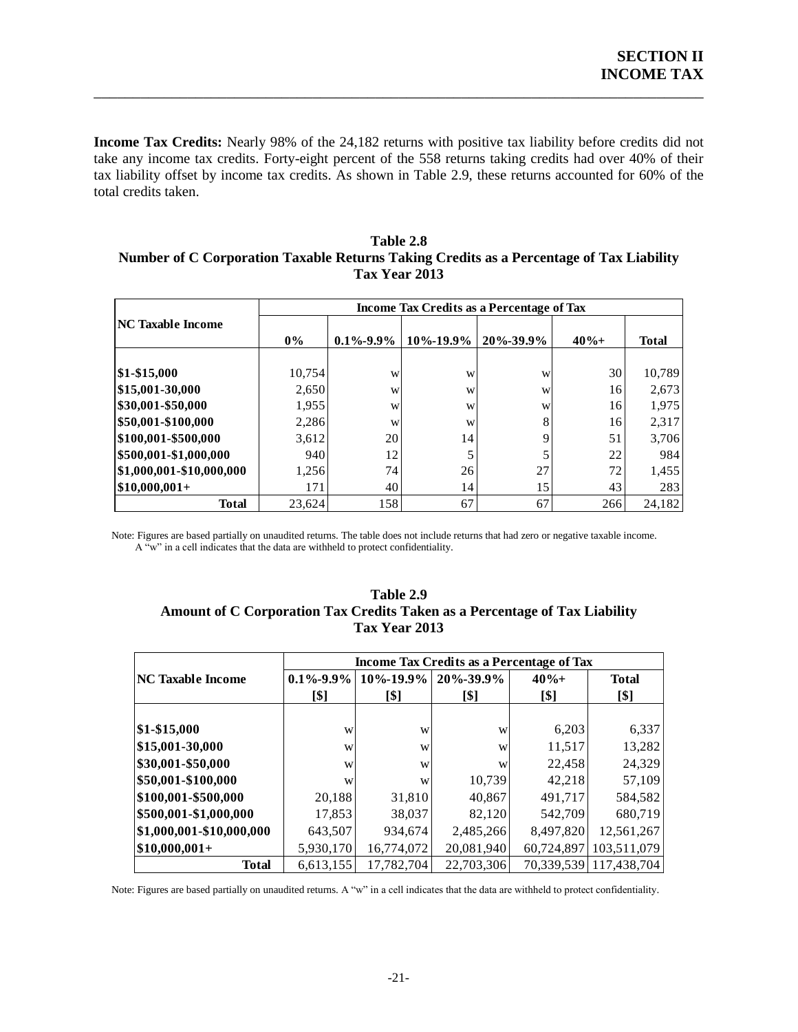**Income Tax Credits:** Nearly 98% of the 24,182 returns with positive tax liability before credits did not take any income tax credits. Forty-eight percent of the 558 returns taking credits had over 40% of their tax liability offset by income tax credits. As shown in Table 2.9, these returns accounted for 60% of the total credits taken.

**Table 2.8**
**Number of C Corporation Taxable Returns Taking Credits as a Percentage of Tax Liability**
**Tax Year 2013**

| NC Taxable Income | Income Tax Credits as a Percentage of Tax | | | | | |
|---|---|---|---|---|---|---|
| | 0% | 0.1%-9.9% | 10%-19.9% | 20%-39.9% | 40%+ | Total |
| $1-$15,000 | 10,754 | w | w | w | 30 | 10,789 |
| $15,001-30,000 | 2,650 | w | w | w | 16 | 2,673 |
| $30,001-$50,000 | 1,955 | w | w | w | 16 | 1,975 |
| $50,001-$100,000 | 2,286 | w | w | 8 | 16 | 2,317 |
| $100,001-$500,000 | 3,612 | 20 | 14 | 9 | 51 | 3,706 |
| $500,001-$1,000,000 | 940 | 12 | 5 | 5 | 22 | 984 |
| $1,000,001-$10,000,000 | 1,256 | 74 | 26 | 27 | 72 | 1,455 |
| $10,000,001+ | 171 | 40 | 14 | 15 | 43 | 283 |
| **Total** | 23,624 | 158 | 67 | 67 | 266 | 24,182 |

Note: Figures are based partially on unaudited returns. The table does not include returns that had zero or negative taxable income. A "w" in a cell indicates that the data are withheld to protect confidentiality.

**Table 2.9**
**Amount of C Corporation Tax Credits Taken as a Percentage of Tax Liability**
**Tax Year 2013**

| NC Taxable Income | Income Tax Credits as a Percentage of Tax | | | | |
|---|---|---|---|---|---|
| | 0.1%-9.9% [$] | 10%-19.9% [$] | 20%-39.9% [$] | 40%+ [$] | Total [$] |
| $1-$15,000 | w | w | w | 6,203 | 6,337 |
| $15,001-30,000 | w | w | w | 11,517 | 13,282 |
| $30,001-$50,000 | w | w | w | 22,458 | 24,329 |
| $50,001-$100,000 | w | w | 10,739 | 42,218 | 57,109 |
| $100,001-$500,000 | 20,188 | 31,810 | 40,867 | 491,717 | 584,582 |
| $500,001-$1,000,000 | 17,853 | 38,037 | 82,120 | 542,709 | 680,719 |
| $1,000,001-$10,000,000 | 643,507 | 934,674 | 2,485,266 | 8,497,820 | 12,561,267 |
| $10,000,001+ | 5,930,170 | 16,774,072 | 20,081,940 | 60,724,897 | 103,511,079 |
| **Total** | 6,613,155 | 17,782,704 | 22,703,306 | 70,339,539 | 117,438,704 |

Note: Figures are based partially on unaudited returns. A "w" in a cell indicates that the data are withheld to protect confidentiality.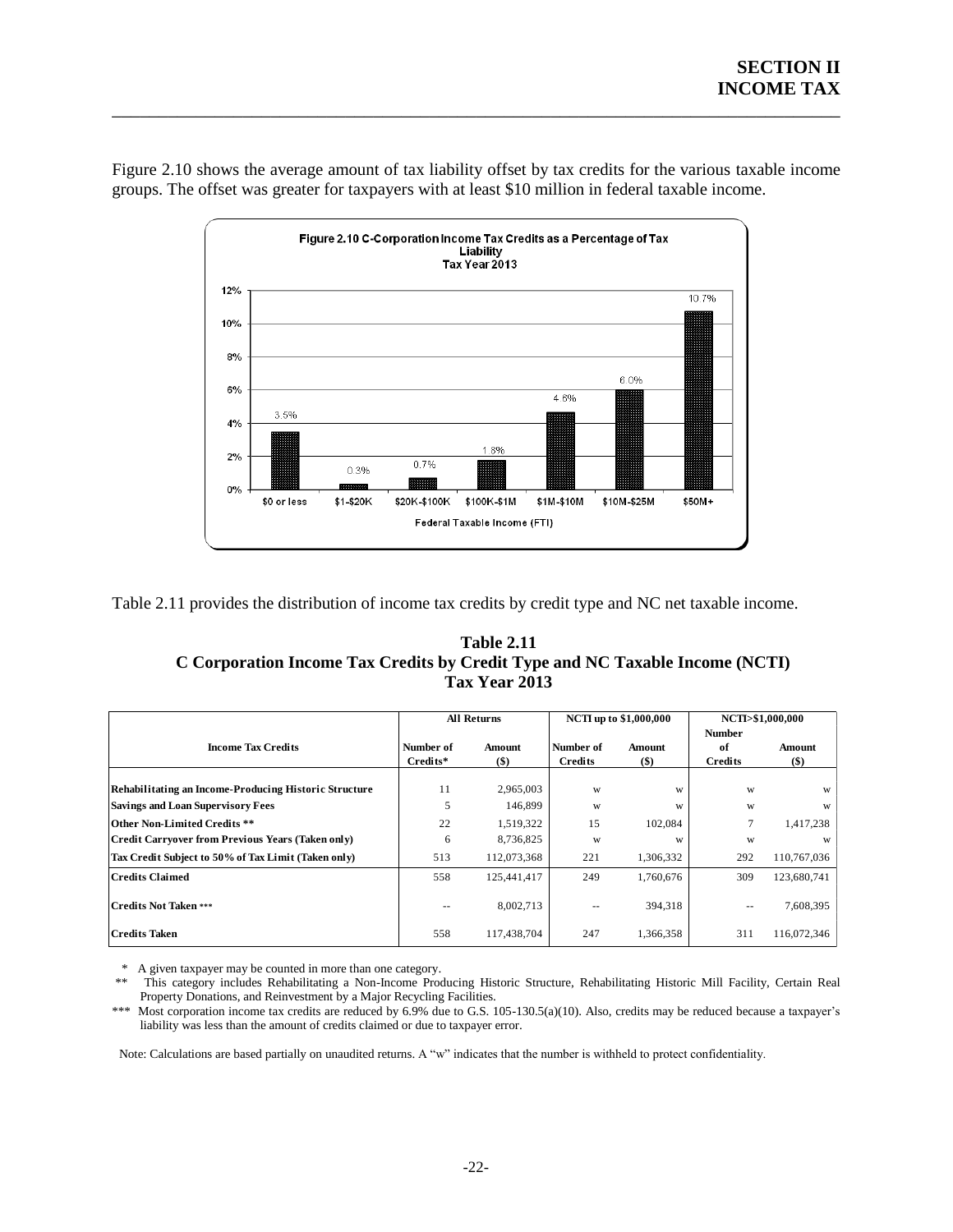Figure 2.10 shows the average amount of tax liability offset by tax credits for the various taxable income groups. The offset was greater for taxpayers with at least $10 million in federal taxable income.

**Figure 2.10 C-Corporation Income Tax Credits as a Percentage of Tax Liability**
**Tax Year 2013**

| Federal Taxable Income (FTI) | Percentage |
|---|---|
| $0 or less | 3.5% |
| $1-$20K | 0.3% |
| $20K-$100K | 0.7% |
| $100K-$1M | 1.8% |
| $1M-$10M | 4.6% |
| $10M-$25M | 6.0% |
| $50M+ | 10.7% |

Table 2.11 provides the distribution of income tax credits by credit type and NC net taxable income.

**Table 2.11**
**C Corporation Income Tax Credits by Credit Type and NC Taxable Income (NCTI)**
**Tax Year 2013**

| Income Tax Credits | All Returns | | NCTI up to $1,000,000 | | NCTI>$1,000,000 | |
|---|---|---|---|---|---|---|
| | Number of Credits* | Amount ($) | Number of Credits | Amount ($) | Number of Credits | Amount ($) |
| Rehabilitating an Income-Producing Historic Structure | 11 | 2,965,003 | w | w | w | w |
| Savings and Loan Supervisory Fees | 5 | 146,899 | w | w | w | w |
| Other Non-Limited Credits ** | 22 | 1,519,322 | 15 | 102,084 | 7 | 1,417,238 |
| Credit Carryover from Previous Years (Taken only) | 6 | 8,736,825 | w | w | w | w |
| Tax Credit Subject to 50% of Tax Limit (Taken only) | 513 | 112,073,368 | 221 | 1,306,332 | 292 | 110,767,036 |
| Credits Claimed | 558 | 125,441,417 | 249 | 1,760,676 | 309 | 123,680,741 |
| Credits Not Taken *** | -- | 8,002,713 | -- | 394,318 | -- | 7,608,395 |
| Credits Taken | 558 | 117,438,704 | 247 | 1,366,358 | 311 | 116,072,346 |

\* A given taxpayer may be counted in more than one category.

\*\* This category includes Rehabilitating a Non-Income Producing Historic Structure, Rehabilitating Historic Mill Facility, Certain Real Property Donations, and Reinvestment by a Major Recycling Facilities.

\*\*\* Most corporation income tax credits are reduced by 6.9% due to G.S. 105-130.5(a)(10). Also, credits may be reduced because a taxpayer's liability was less than the amount of credits claimed or due to taxpayer error.

Note: Calculations are based partially on unaudited returns. A "w" indicates that the number is withheld to protect confidentiality.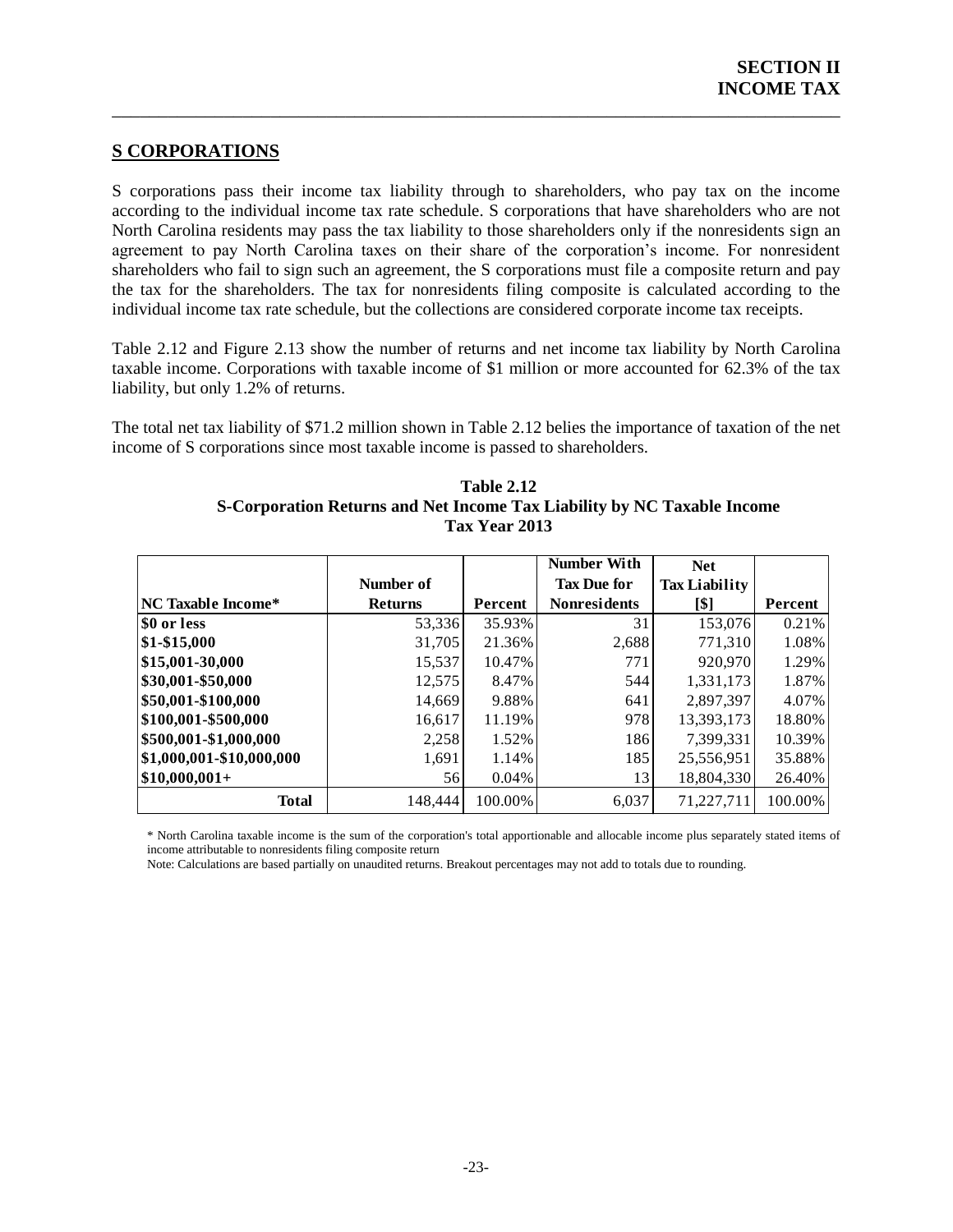## S CORPORATIONS

S corporations pass their income tax liability through to shareholders, who pay tax on the income according to the individual income tax rate schedule. S corporations that have shareholders who are not North Carolina residents may pass the tax liability to those shareholders only if the nonresidents sign an agreement to pay North Carolina taxes on their share of the corporation's income. For nonresident shareholders who fail to sign such an agreement, the S corporations must file a composite return and pay the tax for the shareholders. The tax for nonresidents filing composite is calculated according to the individual income tax rate schedule, but the collections are considered corporate income tax receipts.

Table 2.12 and Figure 2.13 show the number of returns and net income tax liability by North Carolina taxable income. Corporations with taxable income of $1 million or more accounted for 62.3% of the tax liability, but only 1.2% of returns.

The total net tax liability of $71.2 million shown in Table 2.12 belies the importance of taxation of the net income of S corporations since most taxable income is passed to shareholders.

**Table 2.12**
**S-Corporation Returns and Net Income Tax Liability by NC Taxable Income**
**Tax Year 2013**

| NC Taxable Income* | Number of Returns | Percent | Number With Tax Due for Nonresidents | Net Tax Liability [$] | Percent |
|---|---|---|---|---|---|
| $0 or less | 53,336 | 35.93% | 31 | 153,076 | 0.21% |
| $1-$15,000 | 31,705 | 21.36% | 2,688 | 771,310 | 1.08% |
| $15,001-30,000 | 15,537 | 10.47% | 771 | 920,970 | 1.29% |
| $30,001-$50,000 | 12,575 | 8.47% | 544 | 1,331,173 | 1.87% |
| $50,001-$100,000 | 14,669 | 9.88% | 641 | 2,897,397 | 4.07% |
| $100,001-$500,000 | 16,617 | 11.19% | 978 | 13,393,173 | 18.80% |
| $500,001-$1,000,000 | 2,258 | 1.52% | 186 | 7,399,331 | 10.39% |
| $1,000,001-$10,000,000 | 1,691 | 1.14% | 185 | 25,556,951 | 35.88% |
| $10,000,001+ | 56 | 0.04% | 13 | 18,804,330 | 26.40% |
| **Total** | 148,444 | 100.00% | 6,037 | 71,227,711 | 100.00% |

\* North Carolina taxable income is the sum of the corporation's total apportionable and allocable income plus separately stated items of income attributable to nonresidents filing composite return

Note: Calculations are based partially on unaudited returns. Breakout percentages may not add to totals due to rounding.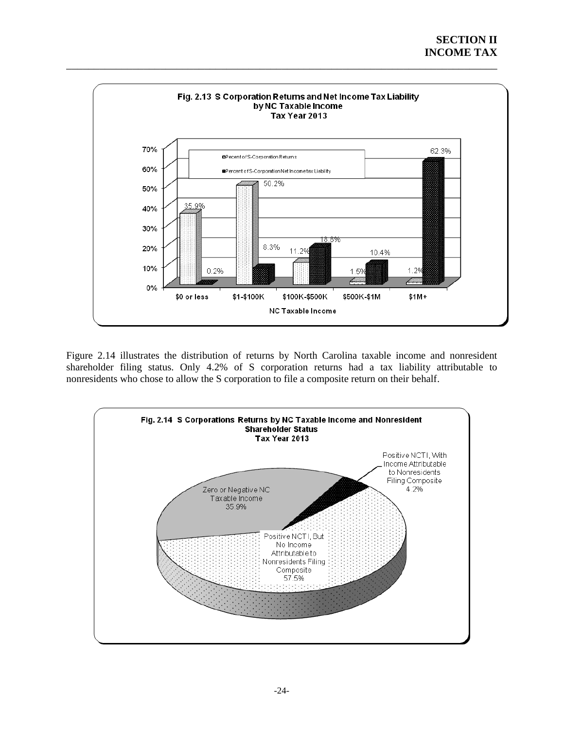**Fig. 2.13 S Corporation Returns and Net Income Tax Liability by NC Taxable Income Tax Year 2013**

| NC Taxable Income | Percent of S-Corporation Returns | Percent of S-Corporation Net Income tax Liability |
|---|---|---|
| $0 or less | 35.9% | 0.2% |
| $1-$100K | 50.2% | 8.3% |
| $100K-$500K | 11.2% | 18.8% |
| $500K-$1M | 1.5% | 10.4% |
| $1M+ | 1.2% | 62.3% |

Figure 2.14 illustrates the distribution of returns by North Carolina taxable income and nonresident shareholder filing status. Only 4.2% of S corporation returns had a tax liability attributable to nonresidents who chose to allow the S corporation to file a composite return on their behalf.

**Fig. 2.14 S Corporations Returns by NC Taxable Income and Nonresident Shareholder Status Tax Year 2013**

| Category | Percent |
|---|---|
| Zero or Negative NC Taxable Income | 35.9% |
| Positive NCTI, But No Income Attributable to Nonresidents Filing Composite | 57.5% |
| Positive NCTI, With Income Attributable to Nonresidents Filing Composite | 4.2% |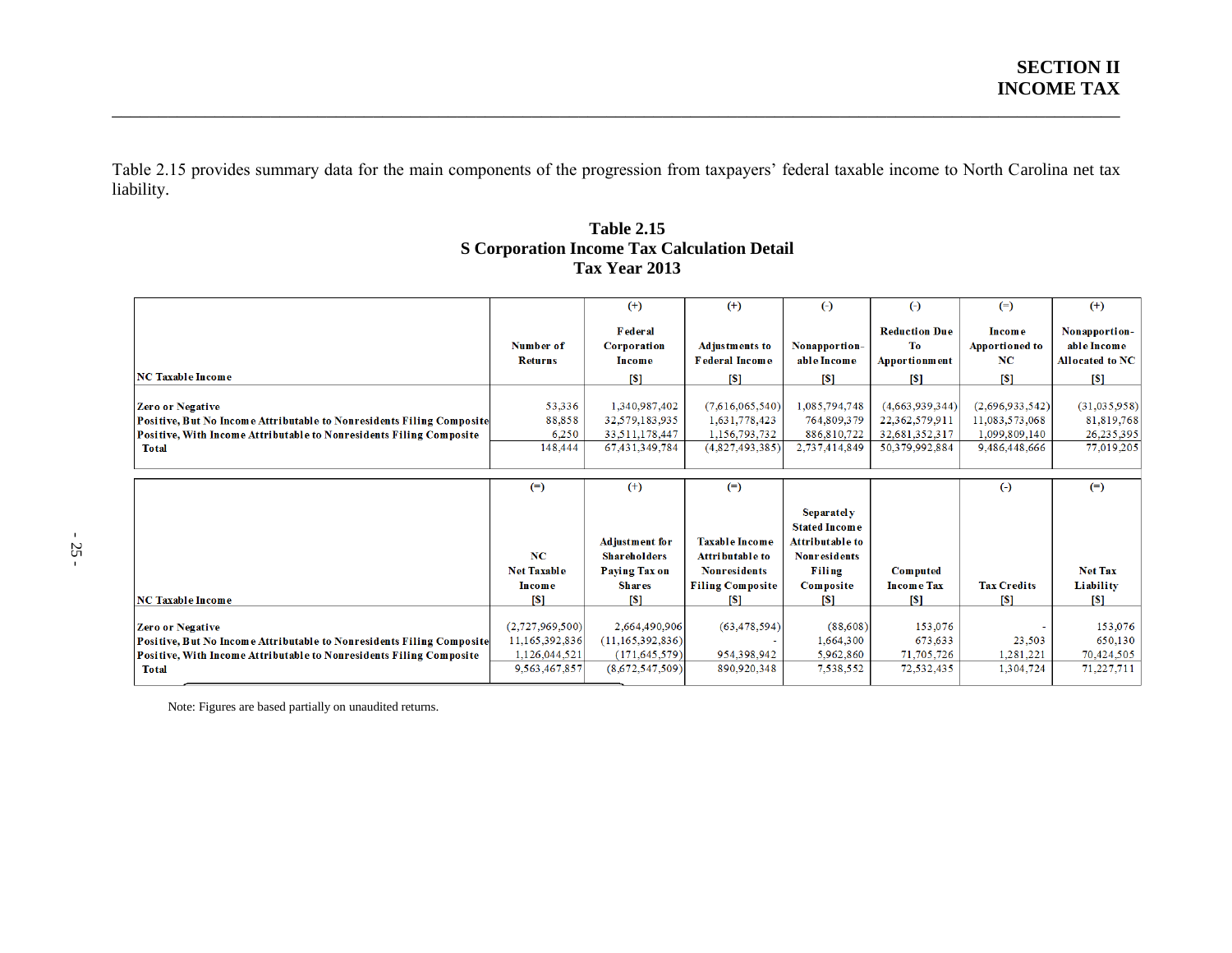Table 2.15 provides summary data for the main components of the progression from taxpayers' federal taxable income to North Carolina net tax liability.

**Table 2.15**
**S Corporation Income Tax Calculation Detail**
**Tax Year 2013**

| NC Taxable Income | Number of Returns | (+) Federal Corporation Income [$] | (+) Adjustments to Federal Income [$] | (-) Nonapportion-able Income [$] | (-) Reduction Due To Apportionment [$] | (=) Income Apportioned to NC [$] | (+) Nonapportion-able Income Allocated to NC [$] |
|---|---|---|---|---|---|---|---|
| Zero or Negative | 53,336 | 1,340,987,402 | (7,616,065,540) | 1,085,794,748 | (4,663,939,344) | (2,696,933,542) | (31,035,958) |
| Positive, But No Income Attributable to Nonresidents Filing Composite | 88,858 | 32,579,183,935 | 1,631,778,423 | 764,809,379 | 22,362,579,911 | 11,083,573,068 | 81,819,768 |
| Positive, With Income Attributable to Nonresidents Filing Composite | 6,250 | 33,511,178,447 | 1,156,793,732 | 886,810,722 | 32,681,352,317 | 1,099,809,140 | 26,235,395 |
| Total | 148,444 | 67,431,349,784 | (4,827,493,385) | 2,737,414,849 | 50,379,992,884 | 9,486,448,666 | 77,019,205 |

| NC Taxable Income | (=) NC Net Taxable Income [$] | (+) Adjustment for Shareholders Paying Tax on Shares [$] | (=) Taxable Income Attributable to Nonresidents Filing Composite [$] | Separately Stated Income Attributable to Nonresidents Filing Composite [$] | Computed Income Tax [$] | (-) Tax Credits [$] | (=) Net Tax Liability [$] |
|---|---|---|---|---|---|---|---|
| Zero or Negative | (2,727,969,500) | 2,664,490,906 | (63,478,594) | (88,608) | 153,076 | - | 153,076 |
| Positive, But No Income Attributable to Nonresidents Filing Composite | 11,165,392,836 | (11,165,392,836) | - | 1,664,300 | 673,633 | 23,503 | 650,130 |
| Positive, With Income Attributable to Nonresidents Filing Composite | 1,126,044,521 | (171,645,579) | 954,398,942 | 5,962,860 | 71,705,726 | 1,281,221 | 70,424,505 |
| Total | 9,563,467,857 | (8,672,547,509) | 890,920,348 | 7,538,552 | 72,532,435 | 1,304,724 | 71,227,711 |

Note: Figures are based partially on unaudited returns.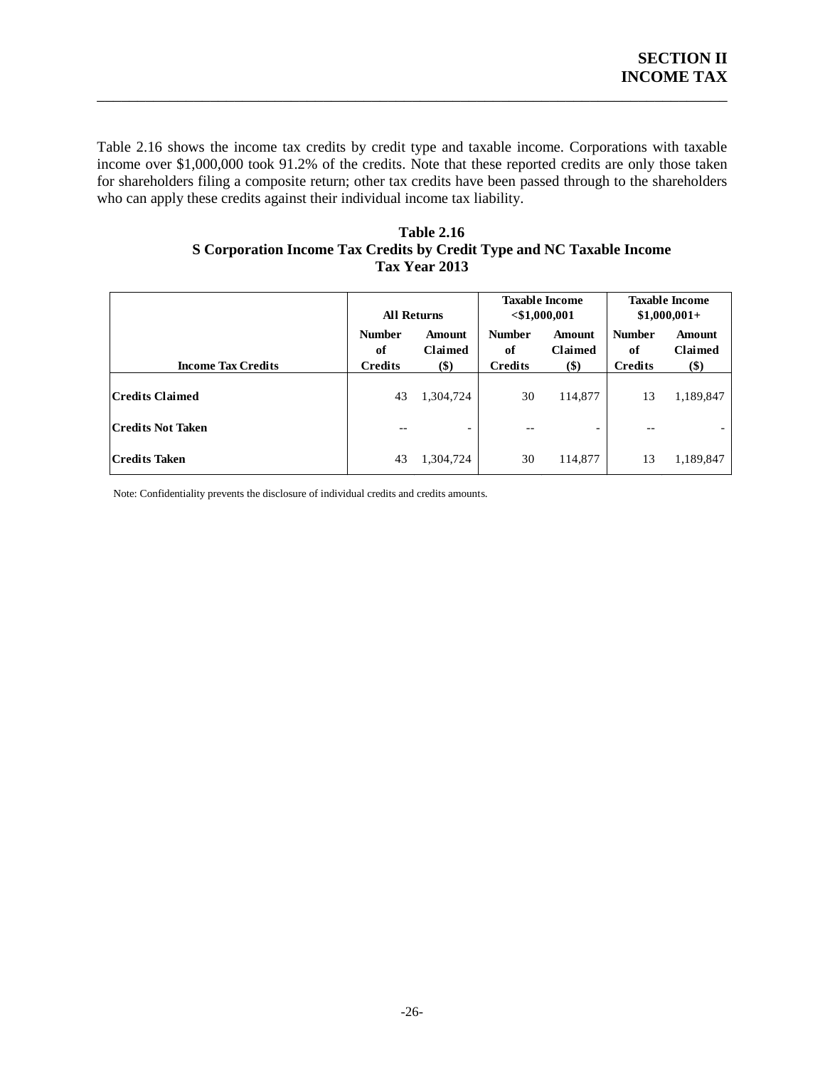Table 2.16 shows the income tax credits by credit type and taxable income. Corporations with taxable income over $1,000,000 took 91.2% of the credits. Note that these reported credits are only those taken for shareholders filing a composite return; other tax credits have been passed through to the shareholders who can apply these credits against their individual income tax liability.

**Table 2.16**
**S Corporation Income Tax Credits by Credit Type and NC Taxable Income**
**Tax Year 2013**

| Income Tax Credits | All Returns | | Taxable Income <$1,000,001 | | Taxable Income $1,000,001+ | |
|---|---|---|---|---|---|---|
| | Number of Credits | Amount Claimed ($) | Number of Credits | Amount Claimed ($) | Number of Credits | Amount Claimed ($) |
| **Credits Claimed** | 43 | 1,304,724 | 30 | 114,877 | 13 | 1,189,847 |
| **Credits Not Taken** | -- | - | -- | - | -- | - |
| **Credits Taken** | 43 | 1,304,724 | 30 | 114,877 | 13 | 1,189,847 |

Note: Confidentiality prevents the disclosure of individual credits and credits amounts.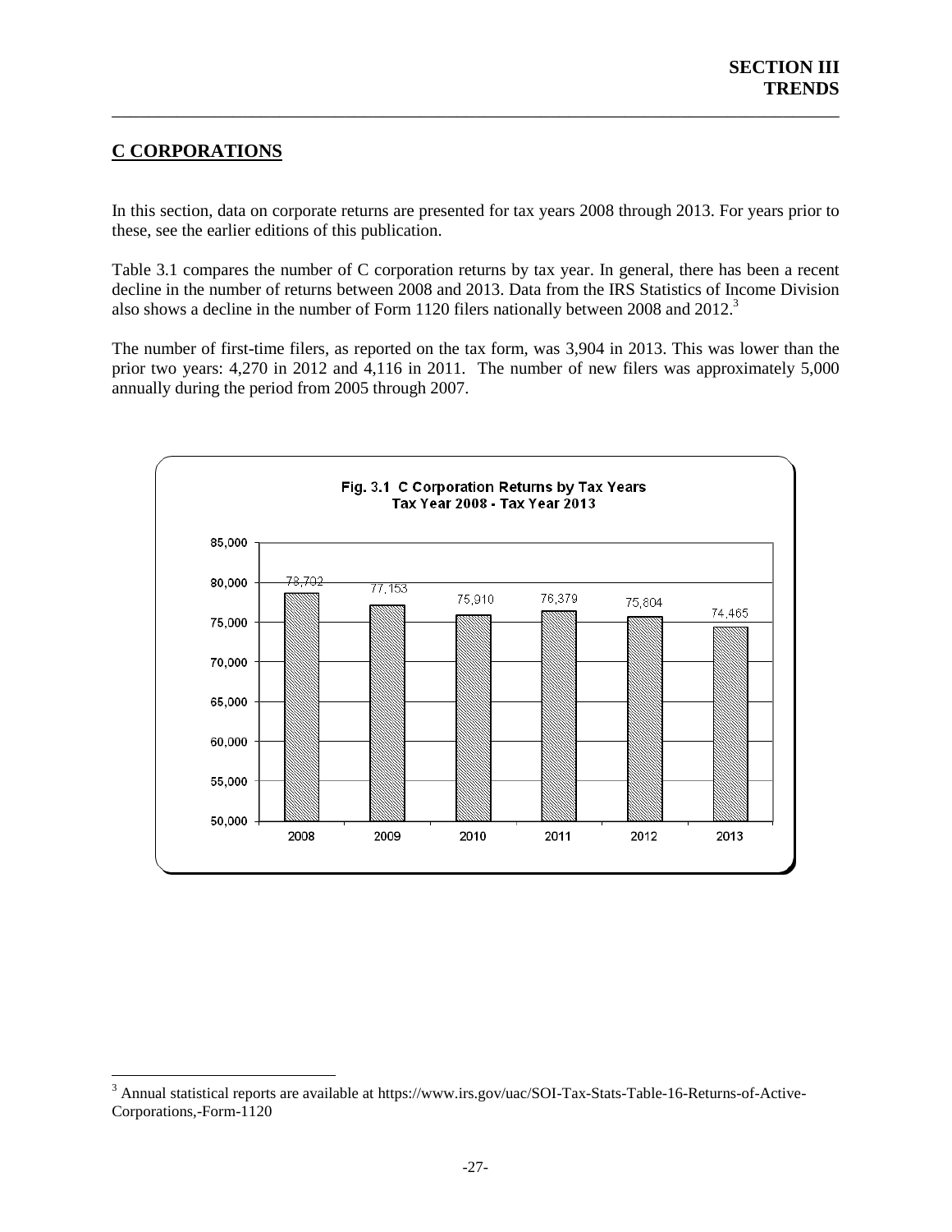## C CORPORATIONS

In this section, data on corporate returns are presented for tax years 2008 through 2013. For years prior to these, see the earlier editions of this publication.

Table 3.1 compares the number of C corporation returns by tax year. In general, there has been a recent decline in the number of returns between 2008 and 2013. Data from the IRS Statistics of Income Division also shows a decline in the number of Form 1120 filers nationally between 2008 and 2012.[3]

The number of first-time filers, as reported on the tax form, was 3,904 in 2013. This was lower than the prior two years: 4,270 in 2012 and 4,116 in 2011. The number of new filers was approximately 5,000 annually during the period from 2005 through 2007.

**Fig. 3.1 C Corporation Returns by Tax Years**
**Tax Year 2008 - Tax Year 2013**

| Tax Year | Returns |
|---|---|
| 2008 | 78,702 |
| 2009 | 77,153 |
| 2010 | 75,910 |
| 2011 | 76,379 |
| 2012 | 75,804 |
| 2013 | 74,465 |

[3] Annual statistical reports are available at https://www.irs.gov/uac/SOI-Tax-Stats-Table-16-Returns-of-Active-Corporations,-Form-1120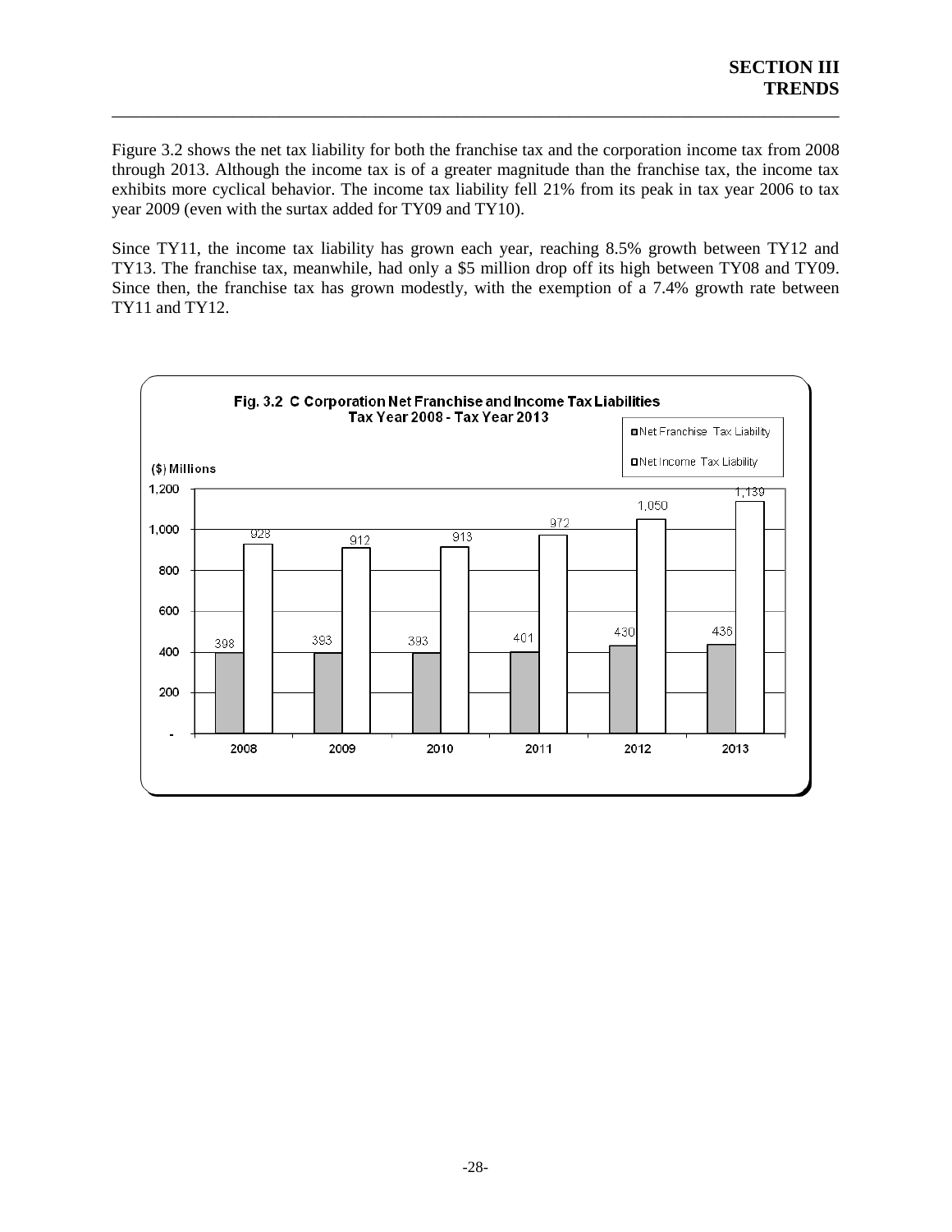Figure 3.2 shows the net tax liability for both the franchise tax and the corporation income tax from 2008 through 2013. Although the income tax is of a greater magnitude than the franchise tax, the income tax exhibits more cyclical behavior. The income tax liability fell 21% from its peak in tax year 2006 to tax year 2009 (even with the surtax added for TY09 and TY10).

Since TY11, the income tax liability has grown each year, reaching 8.5% growth between TY12 and TY13. The franchise tax, meanwhile, had only a $5 million drop off its high between TY08 and TY09. Since then, the franchise tax has grown modestly, with the exemption of a 7.4% growth rate between TY11 and TY12.

**Fig. 3.2 C Corporation Net Franchise and Income Tax Liabilities**
**Tax Year 2008 - Tax Year 2013**

($) Millions

| Tax Year | Net Franchise Tax Liability | Net Income Tax Liability |
|---|---|---|
| 2008 | 398 | 928 |
| 2009 | 393 | 912 |
| 2010 | 393 | 913 |
| 2011 | 401 | 972 |
| 2012 | 430 | 1,050 |
| 2013 | 436 | 1,139 |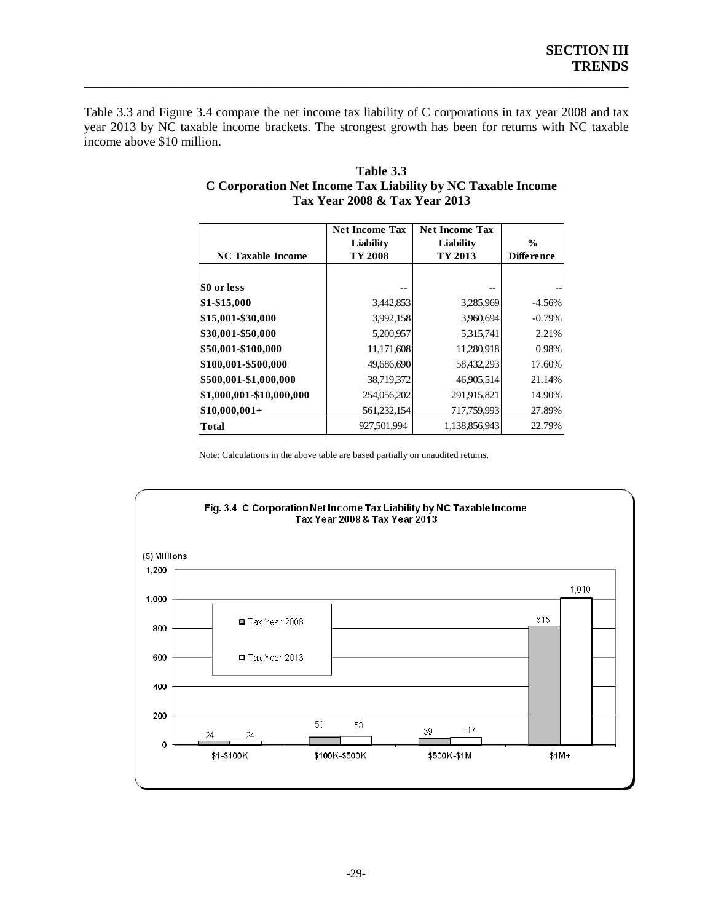Table 3.3 and Figure 3.4 compare the net income tax liability of C corporations in tax year 2008 and tax year 2013 by NC taxable income brackets. The strongest growth has been for returns with NC taxable income above $10 million.

**Table 3.3**
**C Corporation Net Income Tax Liability by NC Taxable Income**
**Tax Year 2008 & Tax Year 2013**

| NC Taxable Income | Net Income Tax Liability TY 2008 | Net Income Tax Liability TY 2013 | % Difference |
|---|---|---|---|
| $0 or less | -- | -- | -- |
| $1-$15,000 | 3,442,853 | 3,285,969 | -4.56% |
| $15,001-$30,000 | 3,992,158 | 3,960,694 | -0.79% |
| $30,001-$50,000 | 5,200,957 | 5,315,741 | 2.21% |
| $50,001-$100,000 | 11,171,608 | 11,280,918 | 0.98% |
| $100,001-$500,000 | 49,686,690 | 58,432,293 | 17.60% |
| $500,001-$1,000,000 | 38,719,372 | 46,905,514 | 21.14% |
| $1,000,001-$10,000,000 | 254,056,202 | 291,915,821 | 14.90% |
| $10,000,001+ | 561,232,154 | 717,759,993 | 27.89% |
| **Total** | 927,501,994 | 1,138,856,943 | 22.79% |

Note: Calculations in the above table are based partially on unaudited returns.

**Fig. 3.4 C Corporation Net Income Tax Liability by NC Taxable Income**
**Tax Year 2008 & Tax Year 2013**

($) Millions

| NC Taxable Income | Tax Year 2008 | Tax Year 2013 |
|---|---|---|
| $1-$100K | 24 | 24 |
| $100K-$500K | 50 | 58 |
| $500K-$1M | 39 | 47 |
| $1M+ | 815 | 1,010 |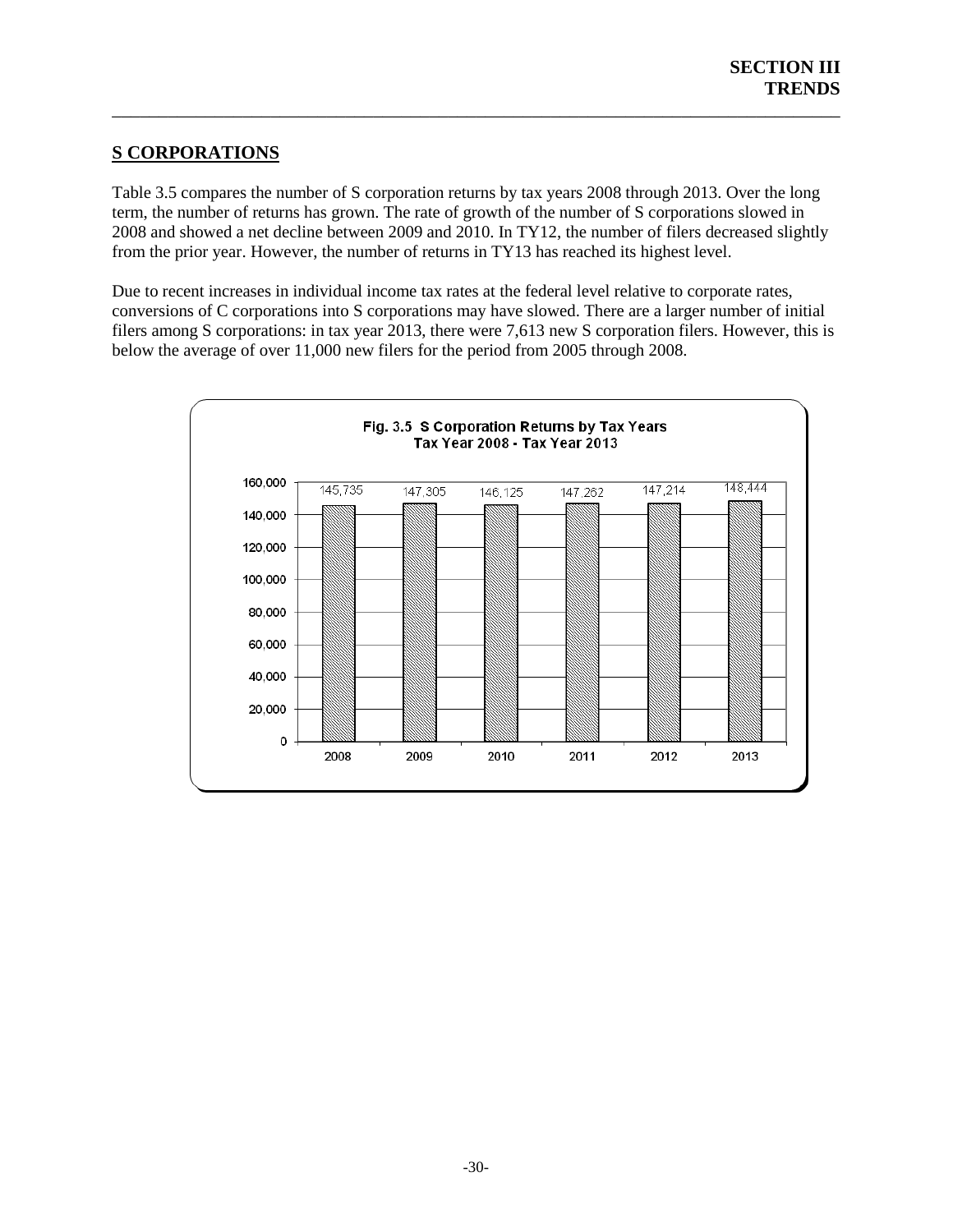## S CORPORATIONS

Table 3.5 compares the number of S corporation returns by tax years 2008 through 2013. Over the long term, the number of returns has grown. The rate of growth of the number of S corporations slowed in 2008 and showed a net decline between 2009 and 2010. In TY12, the number of filers decreased slightly from the prior year. However, the number of returns in TY13 has reached its highest level.

Due to recent increases in individual income tax rates at the federal level relative to corporate rates, conversions of C corporations into S corporations may have slowed. There are a larger number of initial filers among S corporations: in tax year 2013, there were 7,613 new S corporation filers. However, this is below the average of over 11,000 new filers for the period from 2005 through 2008.

**Fig. 3.5 S Corporation Returns by Tax Years**
**Tax Year 2008 - Tax Year 2013**

| Tax Year | Returns |
|---|---|
| 2008 | 145,735 |
| 2009 | 147,305 |
| 2010 | 146,125 |
| 2011 | 147,262 |
| 2012 | 147,214 |
| 2013 | 148,444 |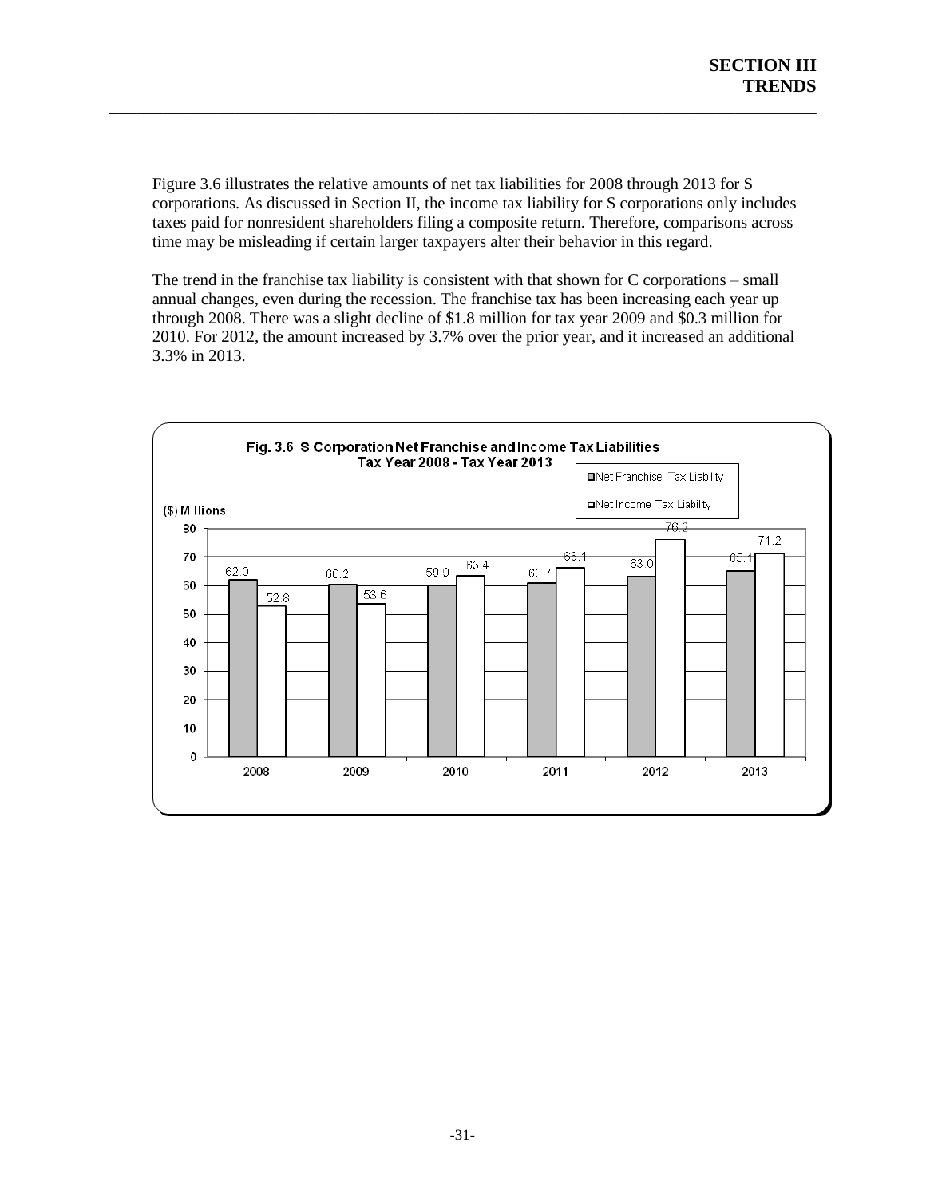Figure 3.6 illustrates the relative amounts of net tax liabilities for 2008 through 2013 for S corporations. As discussed in Section II, the income tax liability for S corporations only includes taxes paid for nonresident shareholders filing a composite return. Therefore, comparisons across time may be misleading if certain larger taxpayers alter their behavior in this regard.

The trend in the franchise tax liability is consistent with that shown for C corporations – small annual changes, even during the recession. The franchise tax has been increasing each year up through 2008. There was a slight decline of $1.8 million for tax year 2009 and $0.3 million for 2010. For 2012, the amount increased by 3.7% over the prior year, and it increased an additional 3.3% in 2013.

**Fig. 3.6 S Corporation Net Franchise and Income Tax Liabilities**
**Tax Year 2008 - Tax Year 2013**

($) Millions

| Year | Net Franchise Tax Liability | Net Income Tax Liability |
|---|---|---|
| 2008 | 62.0 | 52.8 |
| 2009 | 60.2 | 53.6 |
| 2010 | 59.9 | 63.4 |
| 2011 | 60.7 | 66.1 |
| 2012 | 63.0 | 76.2 |
| 2013 | 65.1 | 71.2 |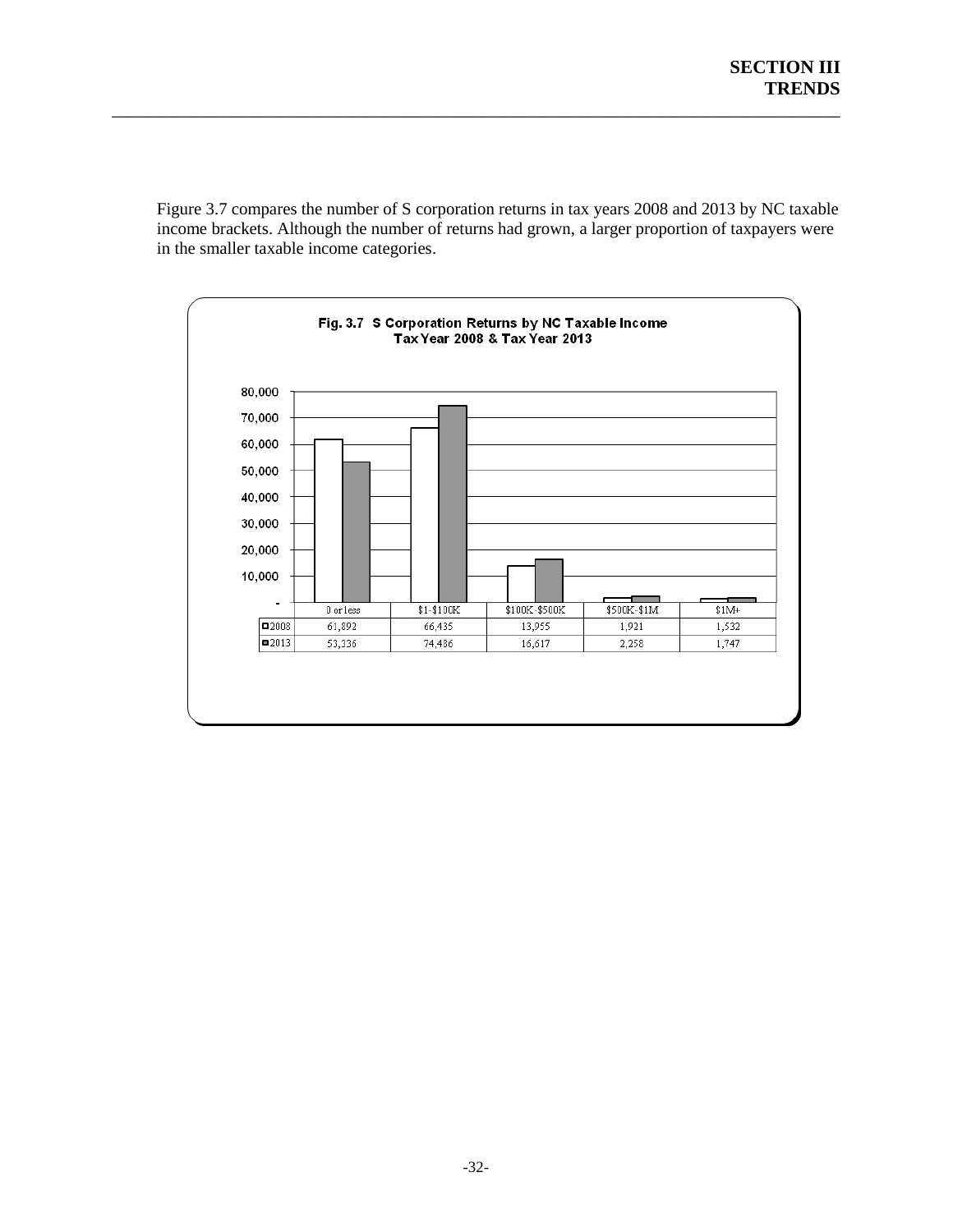Figure 3.7 compares the number of S corporation returns in tax years 2008 and 2013 by NC taxable income brackets. Although the number of returns had grown, a larger proportion of taxpayers were in the smaller taxable income categories.

**Fig. 3.7 S Corporation Returns by NC Taxable Income**
**Tax Year 2008 & Tax Year 2013**

| | 0 or less | $1-$100K | $100K-$500K | $500K-$1M | $1M+ |
|---|---|---|---|---|---|
| 2008 | 61,892 | 66,435 | 13,955 | 1,921 | 1,532 |
| 2013 | 53,336 | 74,486 | 16,617 | 2,258 | 1,747 |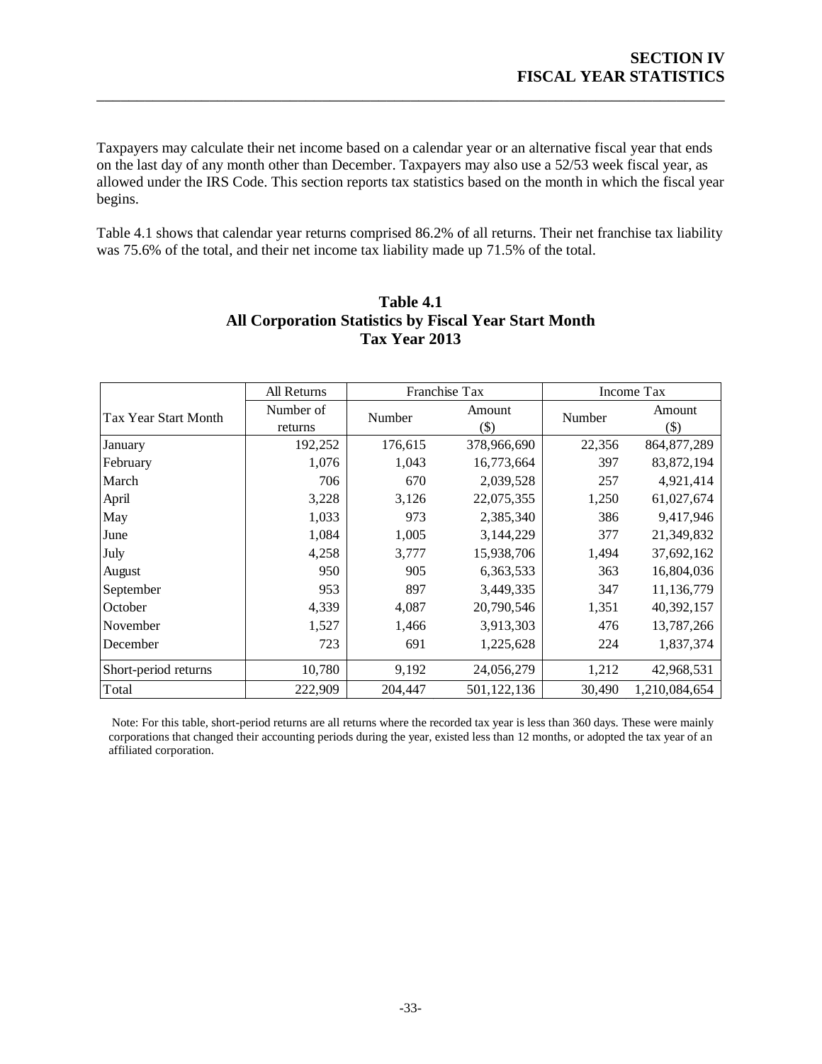# SECTION IV
# FISCAL YEAR STATISTICS

Taxpayers may calculate their net income based on a calendar year or an alternative fiscal year that ends on the last day of any month other than December. Taxpayers may also use a 52/53 week fiscal year, as allowed under the IRS Code. This section reports tax statistics based on the month in which the fiscal year begins.

Table 4.1 shows that calendar year returns comprised 86.2% of all returns. Their net franchise tax liability was 75.6% of the total, and their net income tax liability made up 71.5% of the total.

**Table 4.1**
**All Corporation Statistics by Fiscal Year Start Month**
**Tax Year 2013**

| Tax Year Start Month | All Returns | Franchise Tax | | Income Tax | |
|---|---|---|---|---|---|
| | Number of returns | Number | Amount ($) | Number | Amount ($) |
| January | 192,252 | 176,615 | 378,966,690 | 22,356 | 864,877,289 |
| February | 1,076 | 1,043 | 16,773,664 | 397 | 83,872,194 |
| March | 706 | 670 | 2,039,528 | 257 | 4,921,414 |
| April | 3,228 | 3,126 | 22,075,355 | 1,250 | 61,027,674 |
| May | 1,033 | 973 | 2,385,340 | 386 | 9,417,946 |
| June | 1,084 | 1,005 | 3,144,229 | 377 | 21,349,832 |
| July | 4,258 | 3,777 | 15,938,706 | 1,494 | 37,692,162 |
| August | 950 | 905 | 6,363,533 | 363 | 16,804,036 |
| September | 953 | 897 | 3,449,335 | 347 | 11,136,779 |
| October | 4,339 | 4,087 | 20,790,546 | 1,351 | 40,392,157 |
| November | 1,527 | 1,466 | 3,913,303 | 476 | 13,787,266 |
| December | 723 | 691 | 1,225,628 | 224 | 1,837,374 |
| Short-period returns | 10,780 | 9,192 | 24,056,279 | 1,212 | 42,968,531 |
| Total | 222,909 | 204,447 | 501,122,136 | 30,490 | 1,210,084,654 |

Note: For this table, short-period returns are all returns where the recorded tax year is less than 360 days. These were mainly corporations that changed their accounting periods during the year, existed less than 12 months, or adopted the tax year of an affiliated corporation.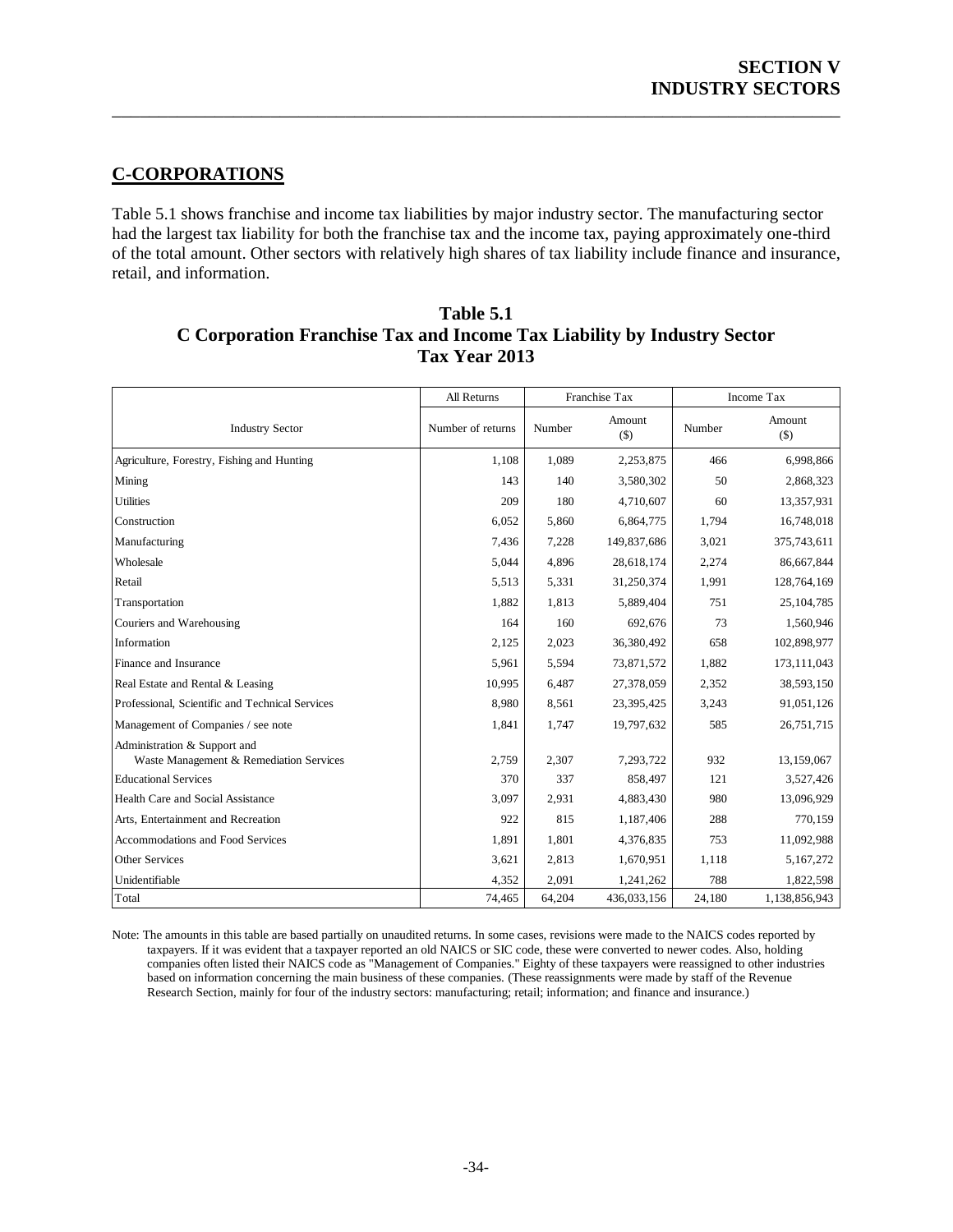## C-CORPORATIONS

Table 5.1 shows franchise and income tax liabilities by major industry sector. The manufacturing sector had the largest tax liability for both the franchise tax and the income tax, paying approximately one-third of the total amount. Other sectors with relatively high shares of tax liability include finance and insurance, retail, and information.

**Table 5.1**
**C Corporation Franchise Tax and Income Tax Liability by Industry Sector**
**Tax Year 2013**

| | All Returns | Franchise Tax | | Income Tax | |
|---|---|---|---|---|---|
| Industry Sector | Number of returns | Number | Amount ($) | Number | Amount ($) |
| Agriculture, Forestry, Fishing and Hunting | 1,108 | 1,089 | 2,253,875 | 466 | 6,998,866 |
| Mining | 143 | 140 | 3,580,302 | 50 | 2,868,323 |
| Utilities | 209 | 180 | 4,710,607 | 60 | 13,357,931 |
| Construction | 6,052 | 5,860 | 6,864,775 | 1,794 | 16,748,018 |
| Manufacturing | 7,436 | 7,228 | 149,837,686 | 3,021 | 375,743,611 |
| Wholesale | 5,044 | 4,896 | 28,618,174 | 2,274 | 86,667,844 |
| Retail | 5,513 | 5,331 | 31,250,374 | 1,991 | 128,764,169 |
| Transportation | 1,882 | 1,813 | 5,889,404 | 751 | 25,104,785 |
| Couriers and Warehousing | 164 | 160 | 692,676 | 73 | 1,560,946 |
| Information | 2,125 | 2,023 | 36,380,492 | 658 | 102,898,977 |
| Finance and Insurance | 5,961 | 5,594 | 73,871,572 | 1,882 | 173,111,043 |
| Real Estate and Rental & Leasing | 10,995 | 6,487 | 27,378,059 | 2,352 | 38,593,150 |
| Professional, Scientific and Technical Services | 8,980 | 8,561 | 23,395,425 | 3,243 | 91,051,126 |
| Management of Companies / see note | 1,841 | 1,747 | 19,797,632 | 585 | 26,751,715 |
| Administration & Support and Waste Management & Remediation Services | 2,759 | 2,307 | 7,293,722 | 932 | 13,159,067 |
| Educational Services | 370 | 337 | 858,497 | 121 | 3,527,426 |
| Health Care and Social Assistance | 3,097 | 2,931 | 4,883,430 | 980 | 13,096,929 |
| Arts, Entertainment and Recreation | 922 | 815 | 1,187,406 | 288 | 770,159 |
| Accommodations and Food Services | 1,891 | 1,801 | 4,376,835 | 753 | 11,092,988 |
| Other Services | 3,621 | 2,813 | 1,670,951 | 1,118 | 5,167,272 |
| Unidentifiable | 4,352 | 2,091 | 1,241,262 | 788 | 1,822,598 |
| Total | 74,465 | 64,204 | 436,033,156 | 24,180 | 1,138,856,943 |

Note: The amounts in this table are based partially on unaudited returns. In some cases, revisions were made to the NAICS codes reported by taxpayers. If it was evident that a taxpayer reported an old NAICS or SIC code, these were converted to newer codes. Also, holding companies often listed their NAICS code as "Management of Companies." Eighty of these taxpayers were reassigned to other industries based on information concerning the main business of these companies. (These reassignments were made by staff of the Revenue Research Section, mainly for four of the industry sectors: manufacturing; retail; information; and finance and insurance.)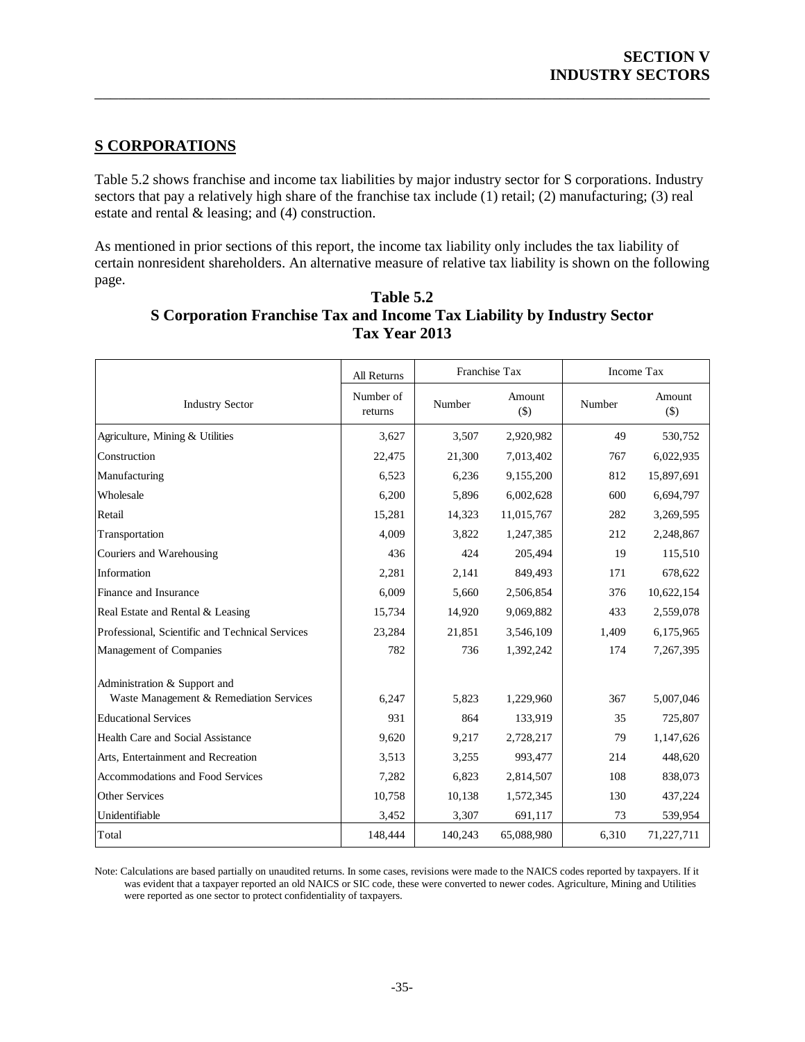## S CORPORATIONS

Table 5.2 shows franchise and income tax liabilities by major industry sector for S corporations. Industry sectors that pay a relatively high share of the franchise tax include (1) retail; (2) manufacturing; (3) real estate and rental & leasing; and (4) construction.

As mentioned in prior sections of this report, the income tax liability only includes the tax liability of certain nonresident shareholders. An alternative measure of relative tax liability is shown on the following page.

**Table 5.2**
**S Corporation Franchise Tax and Income Tax Liability by Industry Sector**
**Tax Year 2013**

| | All Returns | Franchise Tax | | Income Tax | |
|---|---|---|---|---|---|
| Industry Sector | Number of returns | Number | Amount ($) | Number | Amount ($) |
| Agriculture, Mining & Utilities | 3,627 | 3,507 | 2,920,982 | 49 | 530,752 |
| Construction | 22,475 | 21,300 | 7,013,402 | 767 | 6,022,935 |
| Manufacturing | 6,523 | 6,236 | 9,155,200 | 812 | 15,897,691 |
| Wholesale | 6,200 | 5,896 | 6,002,628 | 600 | 6,694,797 |
| Retail | 15,281 | 14,323 | 11,015,767 | 282 | 3,269,595 |
| Transportation | 4,009 | 3,822 | 1,247,385 | 212 | 2,248,867 |
| Couriers and Warehousing | 436 | 424 | 205,494 | 19 | 115,510 |
| Information | 2,281 | 2,141 | 849,493 | 171 | 678,622 |
| Finance and Insurance | 6,009 | 5,660 | 2,506,854 | 376 | 10,622,154 |
| Real Estate and Rental & Leasing | 15,734 | 14,920 | 9,069,882 | 433 | 2,559,078 |
| Professional, Scientific and Technical Services | 23,284 | 21,851 | 3,546,109 | 1,409 | 6,175,965 |
| Management of Companies | 782 | 736 | 1,392,242 | 174 | 7,267,395 |
| Administration & Support and Waste Management & Remediation Services | 6,247 | 5,823 | 1,229,960 | 367 | 5,007,046 |
| Educational Services | 931 | 864 | 133,919 | 35 | 725,807 |
| Health Care and Social Assistance | 9,620 | 9,217 | 2,728,217 | 79 | 1,147,626 |
| Arts, Entertainment and Recreation | 3,513 | 3,255 | 993,477 | 214 | 448,620 |
| Accommodations and Food Services | 7,282 | 6,823 | 2,814,507 | 108 | 838,073 |
| Other Services | 10,758 | 10,138 | 1,572,345 | 130 | 437,224 |
| Unidentifiable | 3,452 | 3,307 | 691,117 | 73 | 539,954 |
| Total | 148,444 | 140,243 | 65,088,980 | 6,310 | 71,227,711 |

Note: Calculations are based partially on unaudited returns. In some cases, revisions were made to the NAICS codes reported by taxpayers. If it was evident that a taxpayer reported an old NAICS or SIC code, these were converted to newer codes. Agriculture, Mining and Utilities were reported as one sector to protect confidentiality of taxpayers.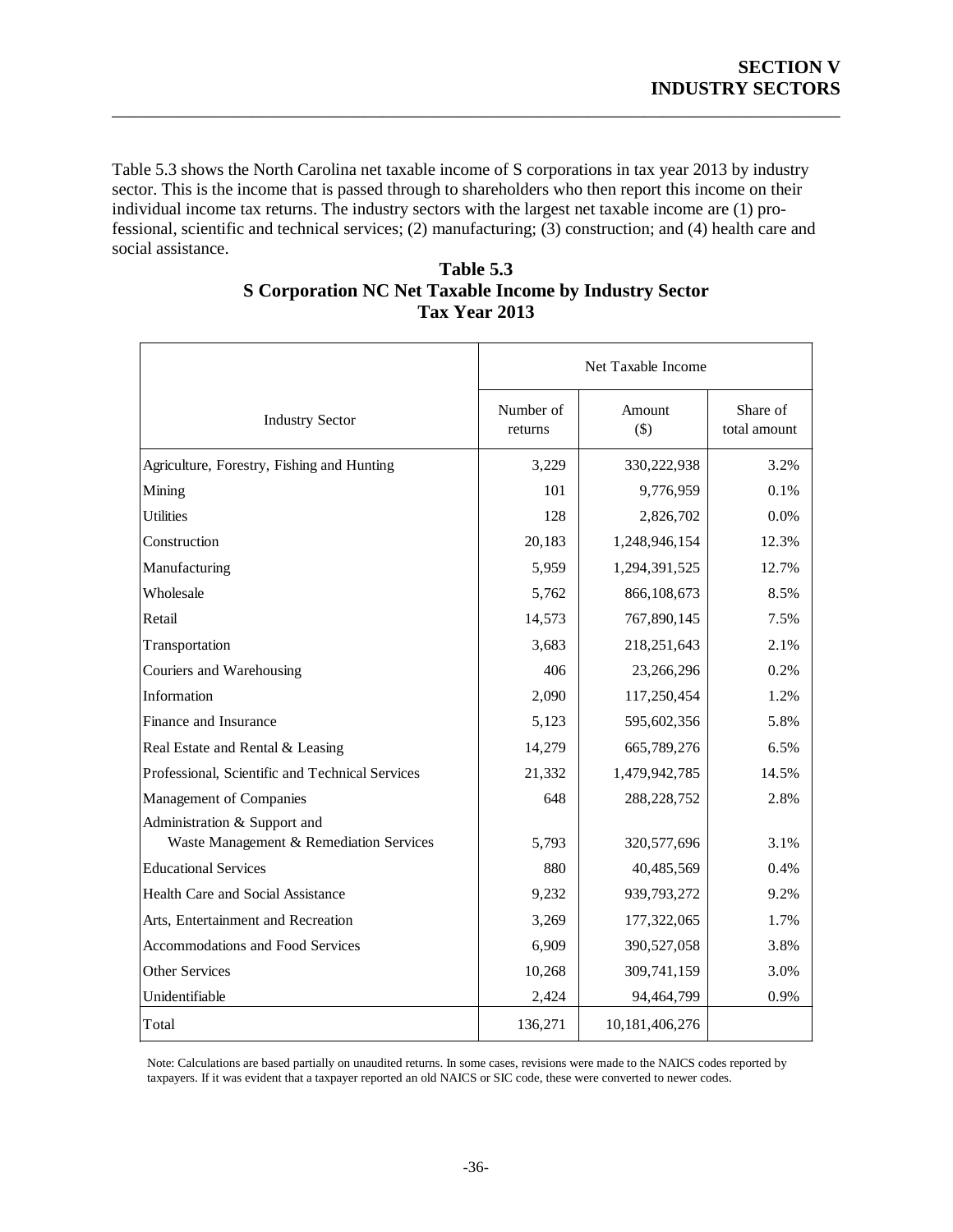Table 5.3 shows the North Carolina net taxable income of S corporations in tax year 2013 by industry sector. This is the income that is passed through to shareholders who then report this income on their individual income tax returns. The industry sectors with the largest net taxable income are (1) professional, scientific and technical services; (2) manufacturing; (3) construction; and (4) health care and social assistance.

**Table 5.3**
**S Corporation NC Net Taxable Income by Industry Sector**
**Tax Year 2013**

| | Net Taxable Income | | |
|---|---|---|---|
| Industry Sector | Number of returns | Amount ($) | Share of total amount |
| Agriculture, Forestry, Fishing and Hunting | 3,229 | 330,222,938 | 3.2% |
| Mining | 101 | 9,776,959 | 0.1% |
| Utilities | 128 | 2,826,702 | 0.0% |
| Construction | 20,183 | 1,248,946,154 | 12.3% |
| Manufacturing | 5,959 | 1,294,391,525 | 12.7% |
| Wholesale | 5,762 | 866,108,673 | 8.5% |
| Retail | 14,573 | 767,890,145 | 7.5% |
| Transportation | 3,683 | 218,251,643 | 2.1% |
| Couriers and Warehousing | 406 | 23,266,296 | 0.2% |
| Information | 2,090 | 117,250,454 | 1.2% |
| Finance and Insurance | 5,123 | 595,602,356 | 5.8% |
| Real Estate and Rental & Leasing | 14,279 | 665,789,276 | 6.5% |
| Professional, Scientific and Technical Services | 21,332 | 1,479,942,785 | 14.5% |
| Management of Companies | 648 | 288,228,752 | 2.8% |
| Administration & Support and Waste Management & Remediation Services | 5,793 | 320,577,696 | 3.1% |
| Educational Services | 880 | 40,485,569 | 0.4% |
| Health Care and Social Assistance | 9,232 | 939,793,272 | 9.2% |
| Arts, Entertainment and Recreation | 3,269 | 177,322,065 | 1.7% |
| Accommodations and Food Services | 6,909 | 390,527,058 | 3.8% |
| Other Services | 10,268 | 309,741,159 | 3.0% |
| Unidentifiable | 2,424 | 94,464,799 | 0.9% |
| Total | 136,271 | 10,181,406,276 | |

Note: Calculations are based partially on unaudited returns. In some cases, revisions were made to the NAICS codes reported by taxpayers. If it was evident that a taxpayer reported an old NAICS or SIC code, these were converted to newer codes.